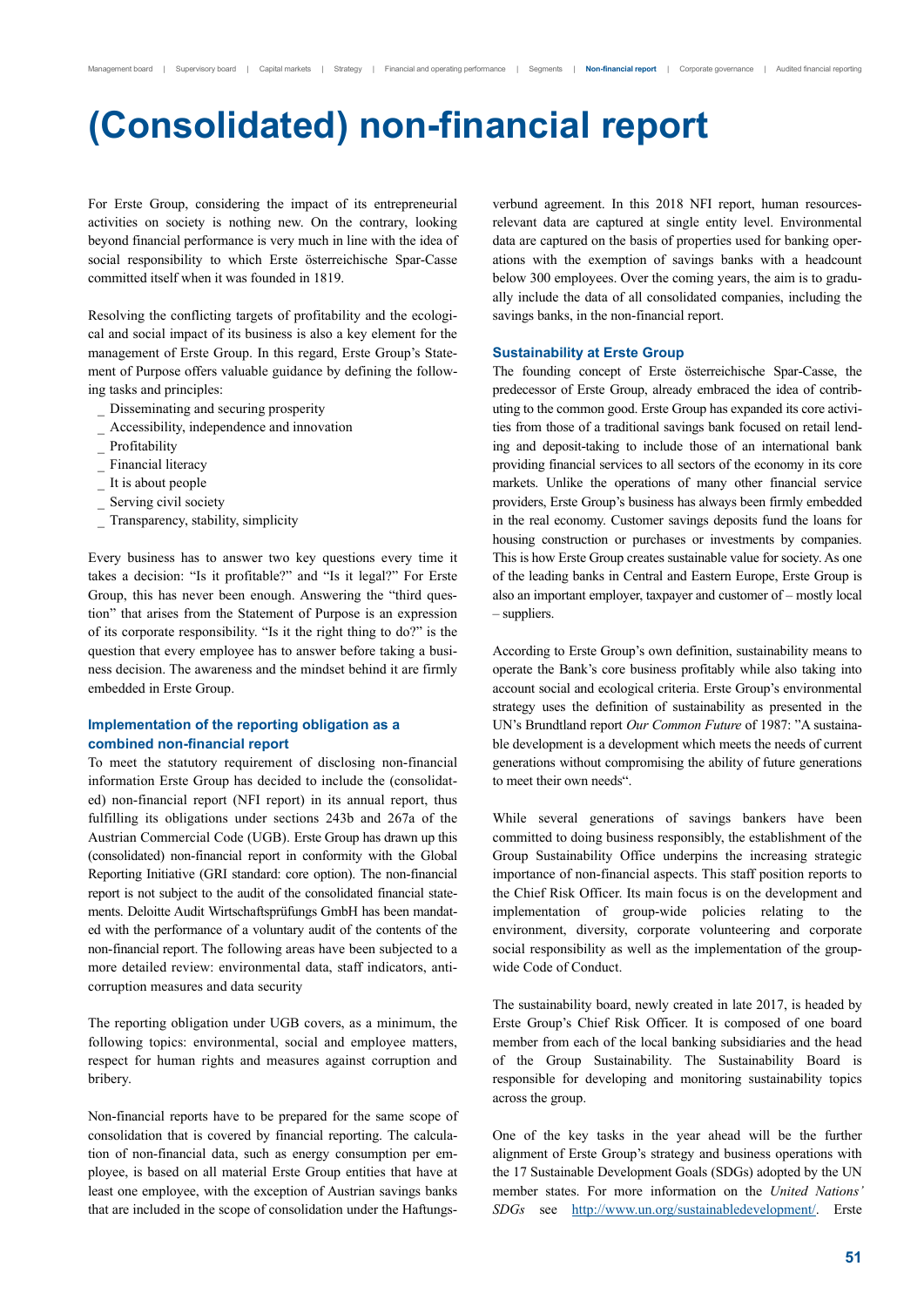# (Consolidated) non-financial report

For Erste Group, considering the impact of its entrepreneurial activities on society is nothing new. On the contrary, looking beyond financial performance is very much in line with the idea of social responsibility to which Erste österreichische Spar-Casse committed itself when it was founded in 1819.

Resolving the conflicting targets of profitability and the ecological and social impact of its business is also a key element for the management of Erste Group. In this regard, Erste Group's Statement of Purpose offers valuable guidance by defining the following tasks and principles:

- Disseminating and securing prosperity
- Accessibility, independence and innovation
- Profitability
- Financial literacy
- It is about people
- Serving civil society
- Transparency, stability, simplicity

Every business has to answer two key questions every time it takes a decision: "Is it profitable?" and "Is it legal?" For Erste Group, this has never been enough. Answering the "third question" that arises from the Statement of Purpose is an expression of its corporate responsibility. "Is it the right thing to do?" is the question that every employee has to answer before taking a business decision. The awareness and the mindset behind it are firmly embedded in Erste Group.

### Implementation of the reporting obligation as a combined non-financial report

To meet the statutory requirement of disclosing non-financial information Erste Group has decided to include the (consolidated) non-financial report (NFI report) in its annual report, thus fulfilling its obligations under sections 243b and 267a of the Austrian Commercial Code (UGB). Erste Group has drawn up this (consolidated) non-financial report in conformity with the Global Reporting Initiative (GRI standard: core option). The non-financial report is not subject to the audit of the consolidated financial statements. Deloitte Audit Wirtschaftsprüfungs GmbH has been mandated with the performance of a voluntary audit of the contents of the non-financial report. The following areas have been subjected to a more detailed review: environmental data, staff indicators, anti-corruption measures and data security

The reporting obligation under UGB covers, as a minimum, the following topics: environmental, social and employee matters, respect for human rights and measures against corruption and bribery.

Non-financial reports have to be prepared for the same scope of consolidation that is covered by financial reporting. The calculation of non-financial data, such as energy consumption per employee, is based on all material Erste Group entities that have at least one employee, with the exception of Austrian savings banks that are included in the scope of consolidation under the Haftungsverbund agreement. In this 2018 NFI report, human resources-relevant data are captured at single entity level. Environmental data are captured on the basis of properties used for banking operations with the exemption of savings banks with a headcount below 300 employees. Over the coming years, the aim is to gradually include the data of all consolidated companies, including the savings banks, in the non-financial report.

### Sustainability at Erste Group

The founding concept of Erste österreichische Spar-Casse, the predecessor of Erste Group, already embraced the idea of contributing to the common good. Erste Group has expanded its core activities from those of a traditional savings bank focused on retail lending and deposit-taking to include those of an international bank providing financial services to all sectors of the economy in its core markets. Unlike the operations of many other financial service providers, Erste Group's business has always been firmly embedded in the real economy. Customer savings deposits fund the loans for housing construction or purchases or investments by companies. This is how Erste Group creates sustainable value for society. As one of the leading banks in Central and Eastern Europe, Erste Group is also an important employer, taxpayer and customer of – mostly local – suppliers.

According to Erste Group's own definition, sustainability means to operate the Bank's core business profitably while also taking into account social and ecological criteria. Erste Group's environmental strategy uses the definition of sustainability as presented in the UN's Brundtland report *Our Common Future* of 1987: "A sustainable development is a development which meets the needs of current generations without compromising the ability of future generations to meet their own needs".

While several generations of savings bankers have been committed to doing business responsibly, the establishment of the Group Sustainability Office underpins the increasing strategic importance of non-financial aspects. This staff position reports to the Chief Risk Officer. Its main focus is on the development and implementation of group-wide policies relating to the environment, diversity, corporate volunteering and corporate social responsibility as well as the implementation of the group-wide Code of Conduct.

The sustainability board, newly created in late 2017, is headed by Erste Group's Chief Risk Officer. It is composed of one board member from each of the local banking subsidiaries and the head of the Group Sustainability. The Sustainability Board is responsible for developing and monitoring sustainability topics across the group.

One of the key tasks in the year ahead will be the further alignment of Erste Group's strategy and business operations with the 17 Sustainable Development Goals (SDGs) adopted by the UN member states. For more information on the *United Nations' SDGs* see http://www.un.org/sustainabledevelopment/. Erste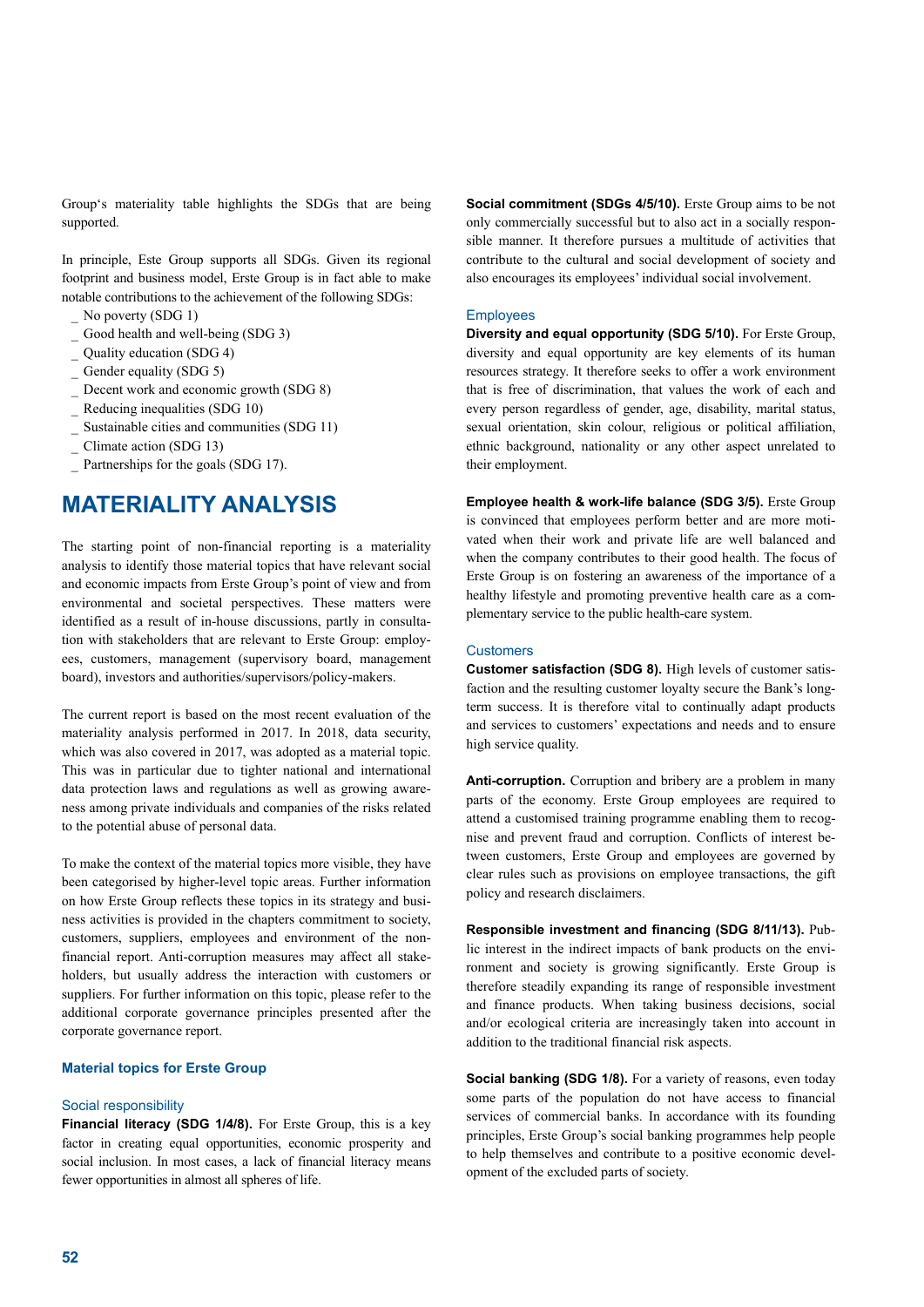Group's materiality table highlights the SDGs that are being supported.

In principle, Este Group supports all SDGs. Given its regional footprint and business model, Erste Group is in fact able to make notable contributions to the achievement of the following SDGs:

- No poverty (SDG 1)
- Good health and well-being (SDG 3)
- Quality education (SDG 4)
- Gender equality (SDG 5)
- Decent work and economic growth (SDG 8)
- Reducing inequalities (SDG 10)
- Sustainable cities and communities (SDG 11)
- Climate action (SDG 13)
- Partnerships for the goals (SDG 17).

# MATERIALITY ANALYSIS

The starting point of non-financial reporting is a materiality analysis to identify those material topics that have relevant social and economic impacts from Erste Group's point of view and from environmental and societal perspectives. These matters were identified as a result of in-house discussions, partly in consultation with stakeholders that are relevant to Erste Group: employees, customers, management (supervisory board, management board), investors and authorities/supervisors/policy-makers.

The current report is based on the most recent evaluation of the materiality analysis performed in 2017. In 2018, data security, which was also covered in 2017, was adopted as a material topic. This was in particular due to tighter national and international data protection laws and regulations as well as growing awareness among private individuals and companies of the risks related to the potential abuse of personal data.

To make the context of the material topics more visible, they have been categorised by higher-level topic areas. Further information on how Erste Group reflects these topics in its strategy and business activities is provided in the chapters commitment to society, customers, suppliers, employees and environment of the non-financial report. Anti-corruption measures may affect all stakeholders, but usually address the interaction with customers or suppliers. For further information on this topic, please refer to the additional corporate governance principles presented after the corporate governance report.

### Material topics for Erste Group

#### Social responsibility

**Financial literacy (SDG 1/4/8).** For Erste Group, this is a key factor in creating equal opportunities, economic prosperity and social inclusion. In most cases, a lack of financial literacy means fewer opportunities in almost all spheres of life.

**Social commitment (SDGs 4/5/10).** Erste Group aims to be not only commercially successful but to also act in a socially responsible manner. It therefore pursues a multitude of activities that contribute to the cultural and social development of society and also encourages its employees' individual social involvement.

#### Employees

**Diversity and equal opportunity (SDG 5/10).** For Erste Group, diversity and equal opportunity are key elements of its human resources strategy. It therefore seeks to offer a work environment that is free of discrimination, that values the work of each and every person regardless of gender, age, disability, marital status, sexual orientation, skin colour, religious or political affiliation, ethnic background, nationality or any other aspect unrelated to their employment.

**Employee health & work-life balance (SDG 3/5).** Erste Group is convinced that employees perform better and are more motivated when their work and private life are well balanced and when the company contributes to their good health. The focus of Erste Group is on fostering an awareness of the importance of a healthy lifestyle and promoting preventive health care as a complementary service to the public health-care system.

#### Customers

**Customer satisfaction (SDG 8).** High levels of customer satisfaction and the resulting customer loyalty secure the Bank's long-term success. It is therefore vital to continually adapt products and services to customers' expectations and needs and to ensure high service quality.

**Anti-corruption.** Corruption and bribery are a problem in many parts of the economy. Erste Group employees are required to attend a customised training programme enabling them to recognise and prevent fraud and corruption. Conflicts of interest between customers, Erste Group and employees are governed by clear rules such as provisions on employee transactions, the gift policy and research disclaimers.

**Responsible investment and financing (SDG 8/11/13).** Public interest in the indirect impacts of bank products on the environment and society is growing significantly. Erste Group is therefore steadily expanding its range of responsible investment and finance products. When taking business decisions, social and/or ecological criteria are increasingly taken into account in addition to the traditional financial risk aspects.

**Social banking (SDG 1/8).** For a variety of reasons, even today some parts of the population do not have access to financial services of commercial banks. In accordance with its founding principles, Erste Group's social banking programmes help people to help themselves and contribute to a positive economic development of the excluded parts of society.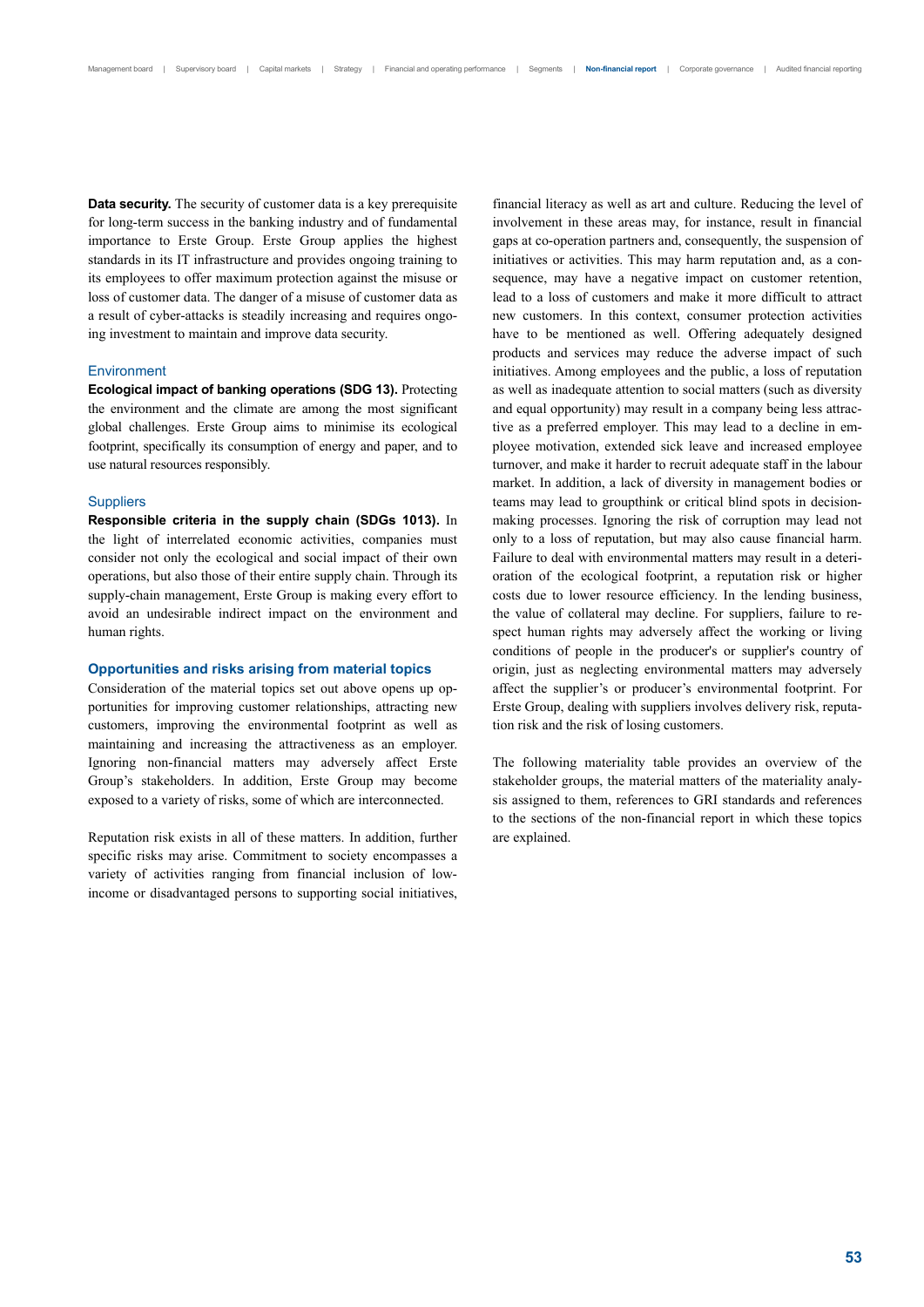**Data security.** The security of customer data is a key prerequisite for long-term success in the banking industry and of fundamental importance to Erste Group. Erste Group applies the highest standards in its IT infrastructure and provides ongoing training to its employees to offer maximum protection against the misuse or loss of customer data. The danger of a misuse of customer data as a result of cyber-attacks is steadily increasing and requires ongoing investment to maintain and improve data security.

### Environment

**Ecological impact of banking operations (SDG 13).** Protecting the environment and the climate are among the most significant global challenges. Erste Group aims to minimise its ecological footprint, specifically its consumption of energy and paper, and to use natural resources responsibly.

### Suppliers

**Responsible criteria in the supply chain (SDGs 1013).** In the light of interrelated economic activities, companies must consider not only the ecological and social impact of their own operations, but also those of their entire supply chain. Through its supply-chain management, Erste Group is making every effort to avoid an undesirable indirect impact on the environment and human rights.

## Opportunities and risks arising from material topics

Consideration of the material topics set out above opens up opportunities for improving customer relationships, attracting new customers, improving the environmental footprint as well as maintaining and increasing the attractiveness as an employer. Ignoring non-financial matters may adversely affect Erste Group's stakeholders. In addition, Erste Group may become exposed to a variety of risks, some of which are interconnected.

Reputation risk exists in all of these matters. In addition, further specific risks may arise. Commitment to society encompasses a variety of activities ranging from financial inclusion of low-income or disadvantaged persons to supporting social initiatives, financial literacy as well as art and culture. Reducing the level of involvement in these areas may, for instance, result in financial gaps at co-operation partners and, consequently, the suspension of initiatives or activities. This may harm reputation and, as a consequence, may have a negative impact on customer retention, lead to a loss of customers and make it more difficult to attract new customers. In this context, consumer protection activities have to be mentioned as well. Offering adequately designed products and services may reduce the adverse impact of such initiatives. Among employees and the public, a loss of reputation as well as inadequate attention to social matters (such as diversity and equal opportunity) may result in a company being less attractive as a preferred employer. This may lead to a decline in employee motivation, extended sick leave and increased employee turnover, and make it harder to recruit adequate staff in the labour market. In addition, a lack of diversity in management bodies or teams may lead to groupthink or critical blind spots in decision-making processes. Ignoring the risk of corruption may lead not only to a loss of reputation, but may also cause financial harm. Failure to deal with environmental matters may result in a deterioration of the ecological footprint, a reputation risk or higher costs due to lower resource efficiency. In the lending business, the value of collateral may decline. For suppliers, failure to respect human rights may adversely affect the working or living conditions of people in the producer's or supplier's country of origin, just as neglecting environmental matters may adversely affect the supplier's or producer's environmental footprint. For Erste Group, dealing with suppliers involves delivery risk, reputation risk and the risk of losing customers.

The following materiality table provides an overview of the stakeholder groups, the material matters of the materiality analysis assigned to them, references to GRI standards and references to the sections of the non-financial report in which these topics are explained.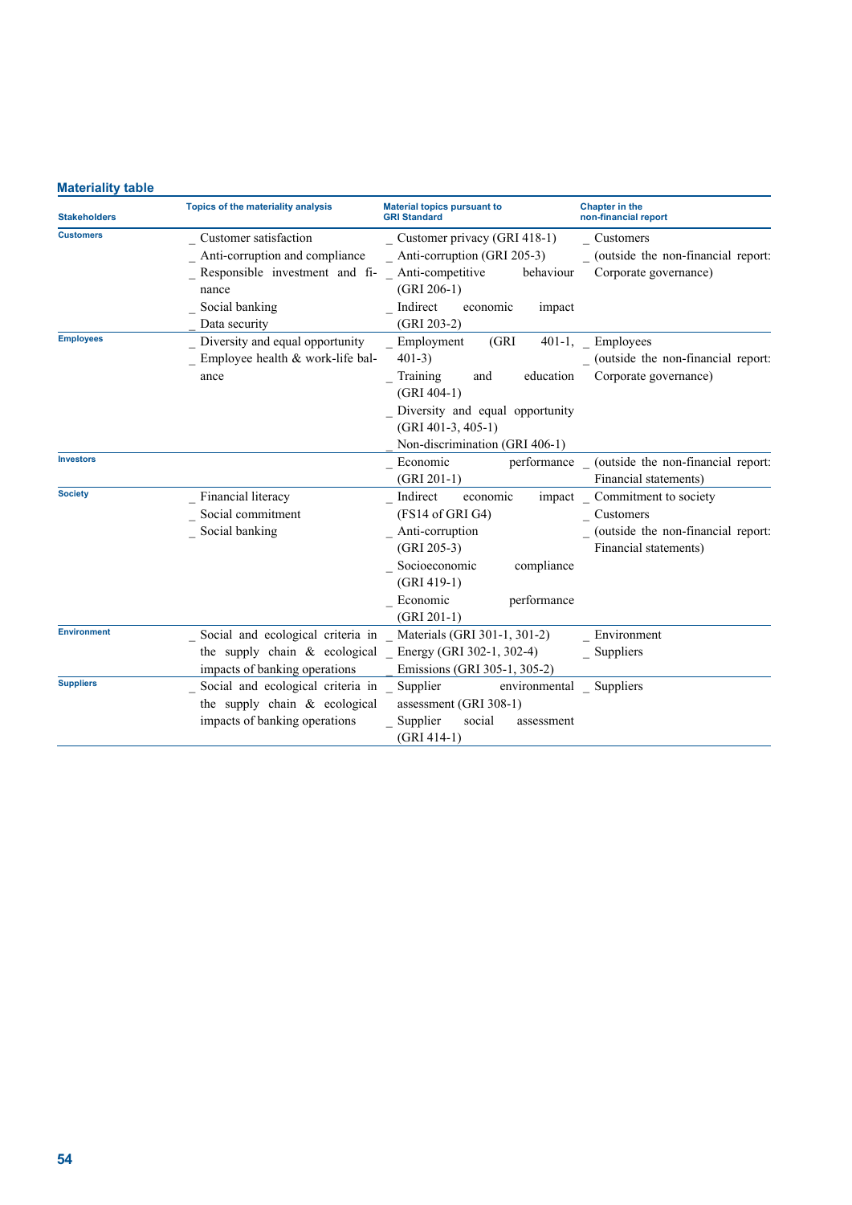### Materiality table

| Stakeholders | Topics of the materiality analysis | Material topics pursuant to GRI Standard | Chapter in the non-financial report |
|---|---|---|---|
| **Customers** | _ Customer satisfaction<br>_ Anti-corruption and compliance<br>_ Responsible investment and finance<br>_ Social banking<br>_ Data security | _ Customer privacy (GRI 418-1)<br>_ Anti-corruption (GRI 205-3)<br>_ Anti-competitive behaviour (GRI 206-1)<br>_ Indirect economic impact (GRI 203-2) | _ Customers<br>_ (outside the non-financial report: Corporate governance) |
| **Employees** | _ Diversity and equal opportunity<br>_ Employee health & work-life balance | _ Employment (GRI 401-1, 401-3)<br>_ Training and education (GRI 404-1)<br>_ Diversity and equal opportunity (GRI 401-3, 405-1)<br>_ Non-discrimination (GRI 406-1) | _ Employees<br>_ (outside the non-financial report: Corporate governance) |
| **Investors** | | _ Economic performance (GRI 201-1) | _ (outside the non-financial report: Financial statements) |
| **Society** | _ Financial literacy<br>_ Social commitment<br>_ Social banking | _ Indirect economic impact (FS14 of GRI G4)<br>_ Anti-corruption (GRI 205-3)<br>_ Socioeconomic compliance (GRI 419-1)<br>_ Economic performance (GRI 201-1) | _ Commitment to society<br>_ Customers<br>_ (outside the non-financial report: Financial statements) |
| **Environment** | _ Social and ecological criteria in the supply chain & ecological impacts of banking operations | _ Materials (GRI 301-1, 301-2)<br>_ Energy (GRI 302-1, 302-4)<br>_ Emissions (GRI 305-1, 305-2) | _ Environment<br>_ Suppliers |
| **Suppliers** | _ Social and ecological criteria in the supply chain & ecological impacts of banking operations | _ Supplier environmental assessment (GRI 308-1)<br>_ Supplier social assessment (GRI 414-1) | _ Suppliers |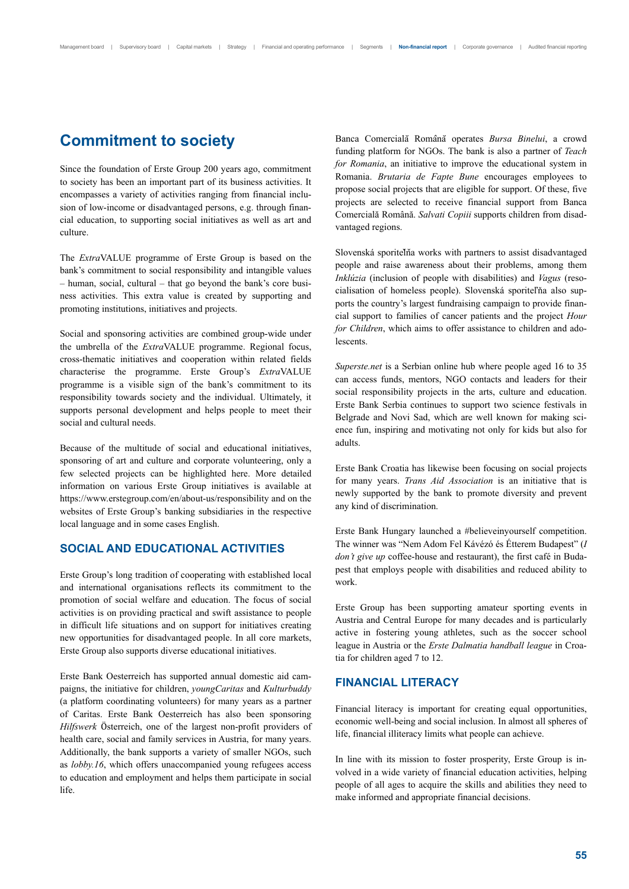# Commitment to society

Since the foundation of Erste Group 200 years ago, commitment to society has been an important part of its business activities. It encompasses a variety of activities ranging from financial inclusion of low-income or disadvantaged persons, e.g. through financial education, to supporting social initiatives as well as art and culture.

The *Extra*VALUE programme of Erste Group is based on the bank's commitment to social responsibility and intangible values – human, social, cultural – that go beyond the bank's core business activities. This extra value is created by supporting and promoting institutions, initiatives and projects.

Social and sponsoring activities are combined group-wide under the umbrella of the *Extra*VALUE programme. Regional focus, cross-thematic initiatives and cooperation within related fields characterise the programme. Erste Group's *Extra*VALUE programme is a visible sign of the bank's commitment to its responsibility towards society and the individual. Ultimately, it supports personal development and helps people to meet their social and cultural needs.

Because of the multitude of social and educational initiatives, sponsoring of art and culture and corporate volunteering, only a few selected projects can be highlighted here. More detailed information on various Erste Group initiatives is available at https://www.erstegroup.com/en/about-us/responsibility and on the websites of Erste Group's banking subsidiaries in the respective local language and in some cases English.

## SOCIAL AND EDUCATIONAL ACTIVITIES

Erste Group's long tradition of cooperating with established local and international organisations reflects its commitment to the promotion of social welfare and education. The focus of social activities is on providing practical and swift assistance to people in difficult life situations and on support for initiatives creating new opportunities for disadvantaged people. In all core markets, Erste Group also supports diverse educational initiatives.

Erste Bank Oesterreich has supported annual domestic aid campaigns, the initiative for children, *youngCaritas* and *Kulturbuddy* (a platform coordinating volunteers) for many years as a partner of Caritas. Erste Bank Oesterreich has also been sponsoring *Hilfswerk* Österreich, one of the largest non-profit providers of health care, social and family services in Austria, for many years. Additionally, the bank supports a variety of smaller NGOs, such as *lobby.16*, which offers unaccompanied young refugees access to education and employment and helps them participate in social life.

Banca Comercială Română operates *Bursa Binelui*, a crowd funding platform for NGOs. The bank is also a partner of *Teach for Romania*, an initiative to improve the educational system in Romania. *Brutaria de Fapte Bune* encourages employees to propose social projects that are eligible for support. Of these, five projects are selected to receive financial support from Banca Comercială Română. *Salvati Copiii* supports children from disadvantaged regions.

Slovenská sporiteľňa works with partners to assist disadvantaged people and raise awareness about their problems, among them *Inklúzia* (inclusion of people with disabilities) and *Vagus* (resocialisation of homeless people). Slovenská sporiteľňa also supports the country's largest fundraising campaign to provide financial support to families of cancer patients and the project *Hour for Children*, which aims to offer assistance to children and adolescents.

*Superste.net* is a Serbian online hub where people aged 16 to 35 can access funds, mentors, NGO contacts and leaders for their social responsibility projects in the arts, culture and education. Erste Bank Serbia continues to support two science festivals in Belgrade and Novi Sad, which are well known for making science fun, inspiring and motivating not only for kids but also for adults.

Erste Bank Croatia has likewise been focusing on social projects for many years. *Trans Aid Association* is an initiative that is newly supported by the bank to promote diversity and prevent any kind of discrimination.

Erste Bank Hungary launched a #believeinyourself competition. The winner was "Nem Adom Fel Kávézó és Étterem Budapest" (*I don't give up* coffee-house and restaurant), the first café in Budapest that employs people with disabilities and reduced ability to work.

Erste Group has been supporting amateur sporting events in Austria and Central Europe for many decades and is particularly active in fostering young athletes, such as the soccer school league in Austria or the *Erste Dalmatia handball league* in Croatia for children aged 7 to 12.

## FINANCIAL LITERACY

Financial literacy is important for creating equal opportunities, economic well-being and social inclusion. In almost all spheres of life, financial illiteracy limits what people can achieve.

In line with its mission to foster prosperity, Erste Group is involved in a wide variety of financial education activities, helping people of all ages to acquire the skills and abilities they need to make informed and appropriate financial decisions.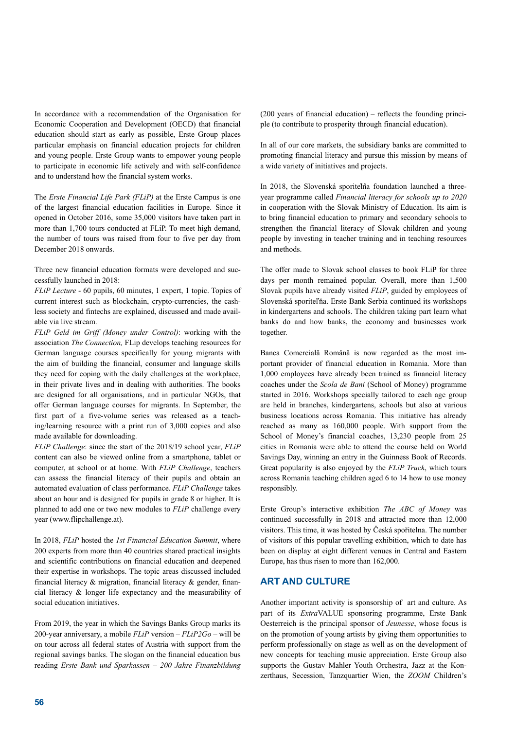In accordance with a recommendation of the Organisation for Economic Cooperation and Development (OECD) that financial education should start as early as possible, Erste Group places particular emphasis on financial education projects for children and young people. Erste Group wants to empower young people to participate in economic life actively and with self-confidence and to understand how the financial system works.

The *Erste Financial Life Park (FLiP)* at the Erste Campus is one of the largest financial education facilities in Europe. Since it opened in October 2016, some 35,000 visitors have taken part in more than 1,700 tours conducted at FLiP. To meet high demand, the number of tours was raised from four to five per day from December 2018 onwards.

Three new financial education formats were developed and successfully launched in 2018:

*FLiP Lecture* - 60 pupils, 60 minutes, 1 expert, 1 topic. Topics of current interest such as blockchain, crypto-currencies, the cashless society and fintechs are explained, discussed and made available via live stream.

*FLiP Geld im Griff (Money under Control)*: working with the association *The Connection,* FLip develops teaching resources for German language courses specifically for young migrants with the aim of building the financial, consumer and language skills they need for coping with the daily challenges at the workplace, in their private lives and in dealing with authorities. The books are designed for all organisations, and in particular NGOs, that offer German language courses for migrants. In September, the first part of a five-volume series was released as a teaching/learning resource with a print run of 3,000 copies and also made available for downloading.

*FLiP Challenge*: since the start of the 2018/19 school year, *FLiP* content can also be viewed online from a smartphone, tablet or computer, at school or at home. With *FLiP Challenge*, teachers can assess the financial literacy of their pupils and obtain an automated evaluation of class performance. *FLiP Challenge* takes about an hour and is designed for pupils in grade 8 or higher. It is planned to add one or two new modules to *FLiP* challenge every year (www.flipchallenge.at).

In 2018, *FLiP* hosted the *1st Financial Education Summit*, where 200 experts from more than 40 countries shared practical insights and scientific contributions on financial education and deepened their expertise in workshops. The topic areas discussed included financial literacy & migration, financial literacy & gender, financial literacy & longer life expectancy and the measurability of social education initiatives.

From 2019, the year in which the Savings Banks Group marks its 200-year anniversary, a mobile *FLiP* version – *FLiP2Go* – will be on tour across all federal states of Austria with support from the regional savings banks. The slogan on the financial education bus reading *Erste Bank und Sparkassen – 200 Jahre Finanzbildung* (200 years of financial education) – reflects the founding principle (to contribute to prosperity through financial education).

In all of our core markets, the subsidiary banks are committed to promoting financial literacy and pursue this mission by means of a wide variety of initiatives and projects.

In 2018, the Slovenská sporiteľňa foundation launched a three-year programme called *Financial literacy for schools up to 2020* in cooperation with the Slovak Ministry of Education. Its aim is to bring financial education to primary and secondary schools to strengthen the financial literacy of Slovak children and young people by investing in teacher training and in teaching resources and methods.

The offer made to Slovak school classes to book FLiP for three days per month remained popular. Overall, more than 1,500 Slovak pupils have already visited *FLiP*, guided by employees of Slovenská sporiteľňa. Erste Bank Serbia continued its workshops in kindergartens and schools. The children taking part learn what banks do and how banks, the economy and businesses work together.

Banca Comercială Română is now regarded as the most important provider of financial education in Romania. More than 1,000 employees have already been trained as financial literacy coaches under the *Scola de Bani* (School of Money) programme started in 2016. Workshops specially tailored to each age group are held in branches, kindergartens, schools but also at various business locations across Romania. This initiative has already reached as many as 160,000 people. With support from the School of Money's financial coaches, 13,230 people from 25 cities in Romania were able to attend the course held on World Savings Day, winning an entry in the Guinness Book of Records. Great popularity is also enjoyed by the *FLiP Truck*, which tours across Romania teaching children aged 6 to 14 how to use money responsibly.

Erste Group's interactive exhibition *The ABC of Money* was continued successfully in 2018 and attracted more than 12,000 visitors. This time, it was hosted by Česká spořitelna. The number of visitors of this popular travelling exhibition, which to date has been on display at eight different venues in Central and Eastern Europe, has thus risen to more than 162,000.

## ART AND CULTURE

Another important activity is sponsorship of art and culture. As part of its *Extra*VALUE sponsoring programme, Erste Bank Oesterreich is the principal sponsor of *Jeunesse*, whose focus is on the promotion of young artists by giving them opportunities to perform professionally on stage as well as on the development of new concepts for teaching music appreciation. Erste Group also supports the Gustav Mahler Youth Orchestra, Jazz at the Konzerthaus, Secession, Tanzquartier Wien, the *ZOOM* Children's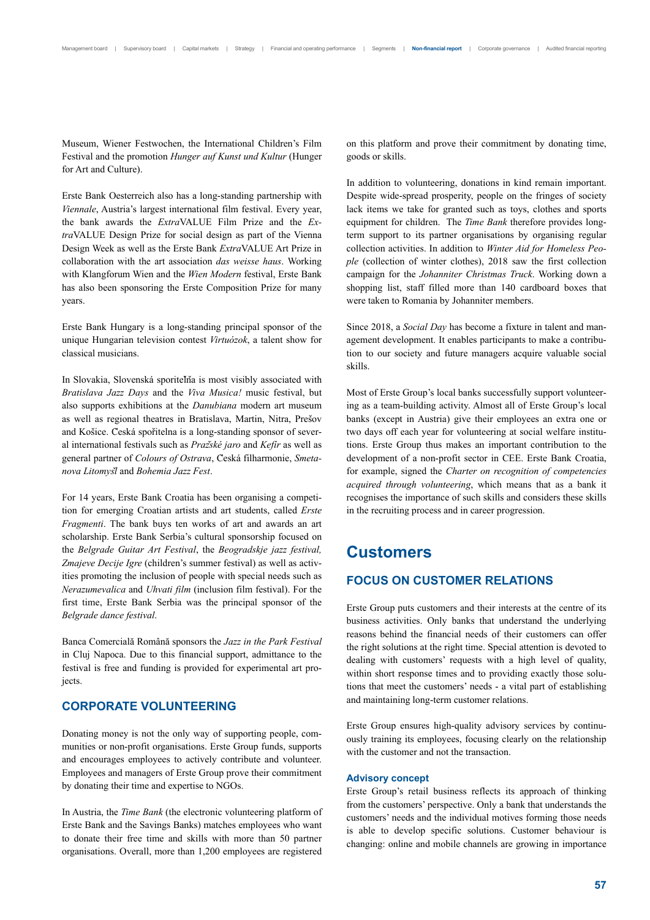Museum, Wiener Festwochen, the International Children's Film Festival and the promotion *Hunger auf Kunst und Kultur* (Hunger for Art and Culture).

Erste Bank Oesterreich also has a long-standing partnership with *Viennale*, Austria's largest international film festival. Every year, the bank awards the *Extra*VALUE Film Prize and the *Extra*VALUE Design Prize for social design as part of the Vienna Design Week as well as the Erste Bank *Extra*VALUE Art Prize in collaboration with the art association *das weisse haus*. Working with Klangforum Wien and the *Wien Modern* festival, Erste Bank has also been sponsoring the Erste Composition Prize for many years.

Erste Bank Hungary is a long-standing principal sponsor of the unique Hungarian television contest *Virtuózok*, a talent show for classical musicians.

In Slovakia, Slovenská sporiteľňa is most visibly associated with *Bratislava Jazz Days* and the *Viva Musica!* music festival, but also supports exhibitions at the *Danubiana* modern art museum as well as regional theatres in Bratislava, Martin, Nitra, Prešov and Košice. Česká spořitelna is a long-standing sponsor of several international festivals such as *Pražské jaro* and *Kefír* as well as general partner of *Colours of Ostrava*, Česká filharmonie, *Smetanova Litomyšl* and *Bohemia Jazz Fest*.

For 14 years, Erste Bank Croatia has been organising a competition for emerging Croatian artists and art students, called *Erste Fragmenti*. The bank buys ten works of art and awards an art scholarship. Erste Bank Serbia's cultural sponsorship focused on the *Belgrade Guitar Art Festival*, the *Beogradskje jazz festival, Zmajeve Decije Igre* (children's summer festival) as well as activities promoting the inclusion of people with special needs such as *Nerazumevalica* and *Uhvati film* (inclusion film festival). For the first time, Erste Bank Serbia was the principal sponsor of the *Belgrade dance festival*.

Banca Comercială Română sponsors the *Jazz in the Park Festival* in Cluj Napoca. Due to this financial support, admittance to the festival is free and funding is provided for experimental art projects.

### CORPORATE VOLUNTEERING

Donating money is not the only way of supporting people, communities or non-profit organisations. Erste Group funds, supports and encourages employees to actively contribute and volunteer. Employees and managers of Erste Group prove their commitment by donating their time and expertise to NGOs.

In Austria, the *Time Bank* (the electronic volunteering platform of Erste Bank and the Savings Banks) matches employees who want to donate their free time and skills with more than 50 partner organisations. Overall, more than 1,200 employees are registered on this platform and prove their commitment by donating time, goods or skills.

In addition to volunteering, donations in kind remain important. Despite wide-spread prosperity, people on the fringes of society lack items we take for granted such as toys, clothes and sports equipment for children. The *Time Bank* therefore provides long-term support to its partner organisations by organising regular collection activities. In addition to *Winter Aid for Homeless People* (collection of winter clothes), 2018 saw the first collection campaign for the *Johanniter Christmas Truck*. Working down a shopping list, staff filled more than 140 cardboard boxes that were taken to Romania by Johanniter members.

Since 2018, a *Social Day* has become a fixture in talent and management development. It enables participants to make a contribution to our society and future managers acquire valuable social skills.

Most of Erste Group's local banks successfully support volunteering as a team-building activity. Almost all of Erste Group's local banks (except in Austria) give their employees an extra one or two days off each year for volunteering at social welfare institutions. Erste Group thus makes an important contribution to the development of a non-profit sector in CEE. Erste Bank Croatia, for example, signed the *Charter on recognition of competencies acquired through volunteering*, which means that as a bank it recognises the importance of such skills and considers these skills in the recruiting process and in career progression.

## Customers

### FOCUS ON CUSTOMER RELATIONS

Erste Group puts customers and their interests at the centre of its business activities. Only banks that understand the underlying reasons behind the financial needs of their customers can offer the right solutions at the right time. Special attention is devoted to dealing with customers' requests with a high level of quality, within short response times and to providing exactly those solutions that meet the customers' needs - a vital part of establishing and maintaining long-term customer relations.

Erste Group ensures high-quality advisory services by continuously training its employees, focusing clearly on the relationship with the customer and not the transaction.

#### Advisory concept

Erste Group's retail business reflects its approach of thinking from the customers' perspective. Only a bank that understands the customers' needs and the individual motives forming those needs is able to develop specific solutions. Customer behaviour is changing: online and mobile channels are growing in importance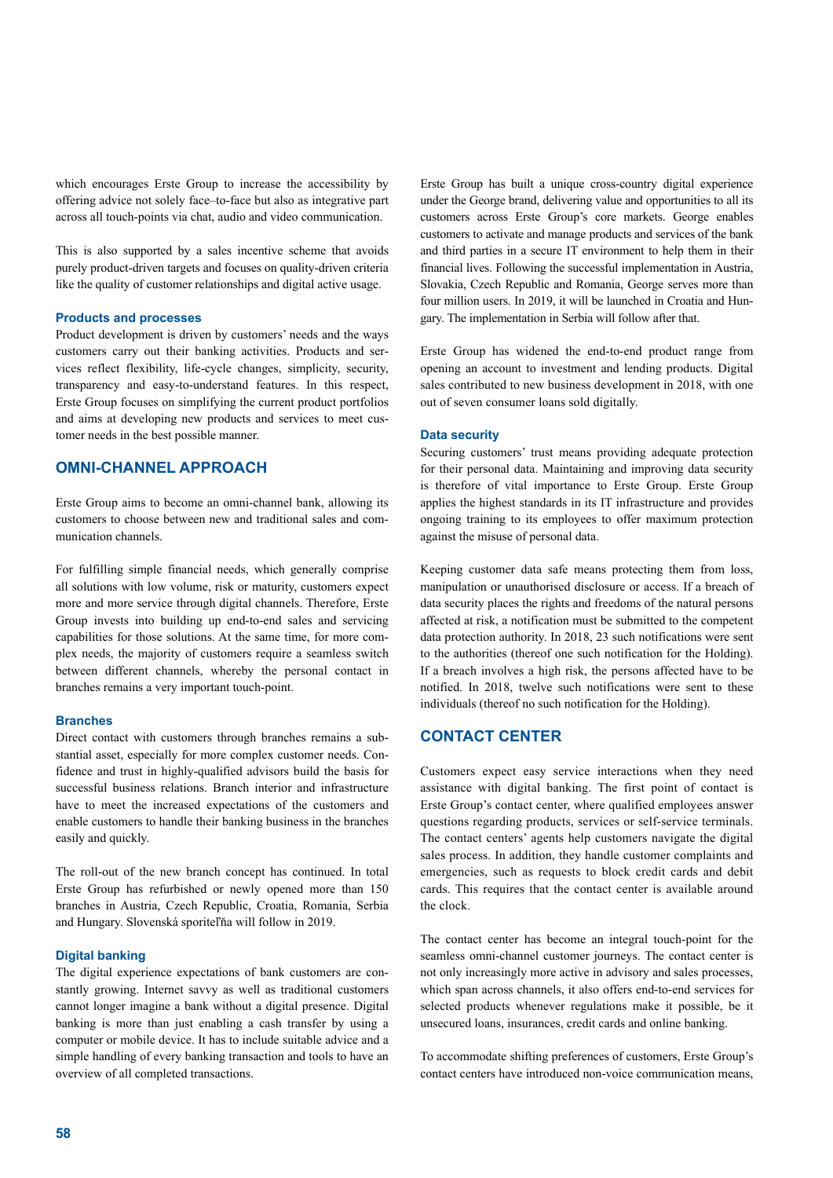which encourages Erste Group to increase the accessibility by offering advice not solely face–to-face but also as integrative part across all touch-points via chat, audio and video communication.

This is also supported by a sales incentive scheme that avoids purely product-driven targets and focuses on quality-driven criteria like the quality of customer relationships and digital active usage.

### Products and processes

Product development is driven by customers' needs and the ways customers carry out their banking activities. Products and services reflect flexibility, life-cycle changes, simplicity, security, transparency and easy-to-understand features. In this respect, Erste Group focuses on simplifying the current product portfolios and aims at developing new products and services to meet customer needs in the best possible manner.

## OMNI-CHANNEL APPROACH

Erste Group aims to become an omni-channel bank, allowing its customers to choose between new and traditional sales and communication channels.

For fulfilling simple financial needs, which generally comprise all solutions with low volume, risk or maturity, customers expect more and more service through digital channels. Therefore, Erste Group invests into building up end-to-end sales and servicing capabilities for those solutions. At the same time, for more complex needs, the majority of customers require a seamless switch between different channels, whereby the personal contact in branches remains a very important touch-point.

### Branches

Direct contact with customers through branches remains a substantial asset, especially for more complex customer needs. Confidence and trust in highly-qualified advisors build the basis for successful business relations. Branch interior and infrastructure have to meet the increased expectations of the customers and enable customers to handle their banking business in the branches easily and quickly.

The roll-out of the new branch concept has continued. In total Erste Group has refurbished or newly opened more than 150 branches in Austria, Czech Republic, Croatia, Romania, Serbia and Hungary. Slovenská sporiteľňa will follow in 2019.

### Digital banking

The digital experience expectations of bank customers are constantly growing. Internet savvy as well as traditional customers cannot longer imagine a bank without a digital presence. Digital banking is more than just enabling a cash transfer by using a computer or mobile device. It has to include suitable advice and a simple handling of every banking transaction and tools to have an overview of all completed transactions.

Erste Group has built a unique cross-country digital experience under the George brand, delivering value and opportunities to all its customers across Erste Group's core markets. George enables customers to activate and manage products and services of the bank and third parties in a secure IT environment to help them in their financial lives. Following the successful implementation in Austria, Slovakia, Czech Republic and Romania, George serves more than four million users. In 2019, it will be launched in Croatia and Hungary. The implementation in Serbia will follow after that.

Erste Group has widened the end-to-end product range from opening an account to investment and lending products. Digital sales contributed to new business development in 2018, with one out of seven consumer loans sold digitally.

### Data security

Securing customers' trust means providing adequate protection for their personal data. Maintaining and improving data security is therefore of vital importance to Erste Group. Erste Group applies the highest standards in its IT infrastructure and provides ongoing training to its employees to offer maximum protection against the misuse of personal data.

Keeping customer data safe means protecting them from loss, manipulation or unauthorised disclosure or access. If a breach of data security places the rights and freedoms of the natural persons affected at risk, a notification must be submitted to the competent data protection authority. In 2018, 23 such notifications were sent to the authorities (thereof one such notification for the Holding). If a breach involves a high risk, the persons affected have to be notified. In 2018, twelve such notifications were sent to these individuals (thereof no such notification for the Holding).

## CONTACT CENTER

Customers expect easy service interactions when they need assistance with digital banking. The first point of contact is Erste Group's contact center, where qualified employees answer questions regarding products, services or self-service terminals. The contact centers' agents help customers navigate the digital sales process. In addition, they handle customer complaints and emergencies, such as requests to block credit cards and debit cards. This requires that the contact center is available around the clock.

The contact center has become an integral touch-point for the seamless omni-channel customer journeys. The contact center is not only increasingly more active in advisory and sales processes, which span across channels, it also offers end-to-end services for selected products whenever regulations make it possible, be it unsecured loans, insurances, credit cards and online banking.

To accommodate shifting preferences of customers, Erste Group's contact centers have introduced non-voice communication means,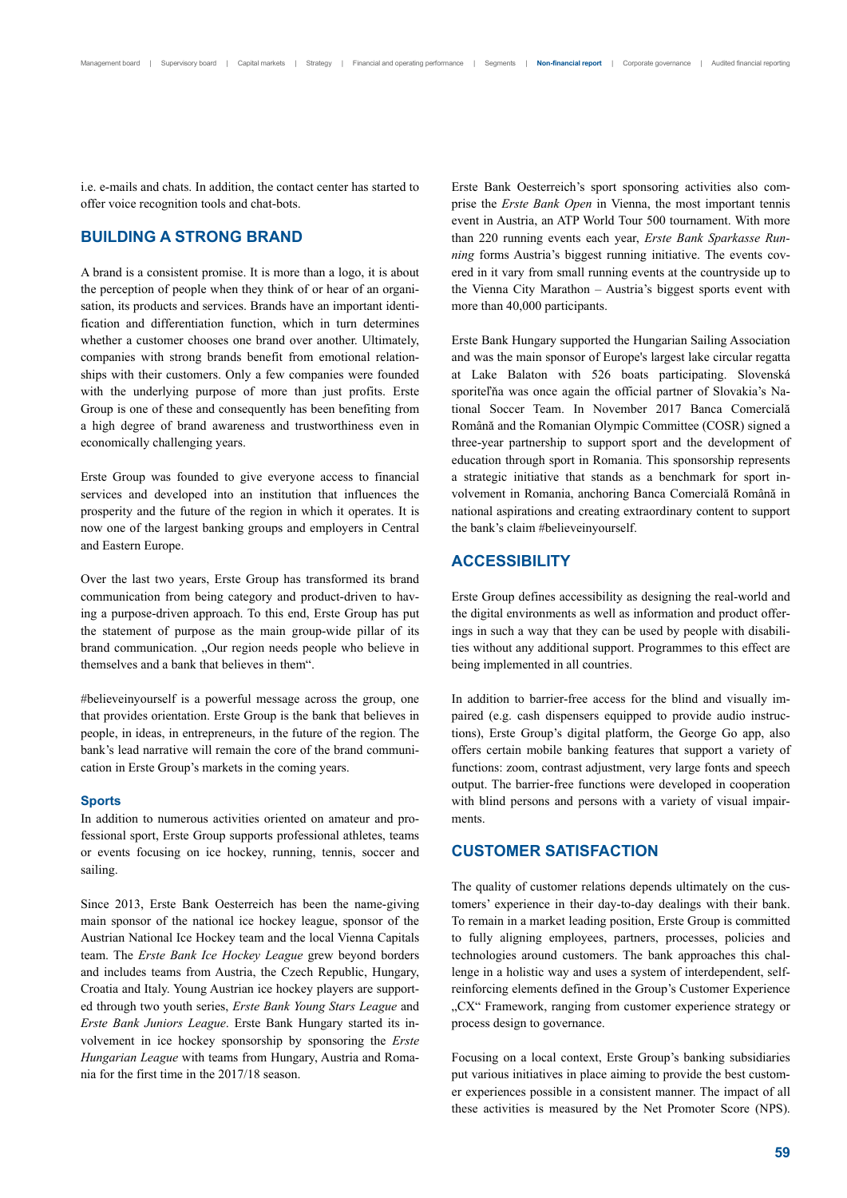i.e. e-mails and chats. In addition, the contact center has started to offer voice recognition tools and chat-bots.

## BUILDING A STRONG BRAND

A brand is a consistent promise. It is more than a logo, it is about the perception of people when they think of or hear of an organisation, its products and services. Brands have an important identification and differentiation function, which in turn determines whether a customer chooses one brand over another. Ultimately, companies with strong brands benefit from emotional relationships with their customers. Only a few companies were founded with the underlying purpose of more than just profits. Erste Group is one of these and consequently has been benefiting from a high degree of brand awareness and trustworthiness even in economically challenging years.

Erste Group was founded to give everyone access to financial services and developed into an institution that influences the prosperity and the future of the region in which it operates. It is now one of the largest banking groups and employers in Central and Eastern Europe.

Over the last two years, Erste Group has transformed its brand communication from being category and product-driven to having a purpose-driven approach. To this end, Erste Group has put the statement of purpose as the main group-wide pillar of its brand communication. „Our region needs people who believe in themselves and a bank that believes in them".

#believeinyourself is a powerful message across the group, one that provides orientation. Erste Group is the bank that believes in people, in ideas, in entrepreneurs, in the future of the region. The bank's lead narrative will remain the core of the brand communication in Erste Group's markets in the coming years.

### Sports

In addition to numerous activities oriented on amateur and professional sport, Erste Group supports professional athletes, teams or events focusing on ice hockey, running, tennis, soccer and sailing.

Since 2013, Erste Bank Oesterreich has been the name-giving main sponsor of the national ice hockey league, sponsor of the Austrian National Ice Hockey team and the local Vienna Capitals team. The *Erste Bank Ice Hockey League* grew beyond borders and includes teams from Austria, the Czech Republic, Hungary, Croatia and Italy. Young Austrian ice hockey players are supported through two youth series, *Erste Bank Young Stars League* and *Erste Bank Juniors League*. Erste Bank Hungary started its involvement in ice hockey sponsorship by sponsoring the *Erste Hungarian League* with teams from Hungary, Austria and Romania for the first time in the 2017/18 season.

Erste Bank Oesterreich's sport sponsoring activities also comprise the *Erste Bank Open* in Vienna, the most important tennis event in Austria, an ATP World Tour 500 tournament. With more than 220 running events each year, *Erste Bank Sparkasse Running* forms Austria's biggest running initiative. The events covered in it vary from small running events at the countryside up to the Vienna City Marathon – Austria's biggest sports event with more than 40,000 participants.

Erste Bank Hungary supported the Hungarian Sailing Association and was the main sponsor of Europe's largest lake circular regatta at Lake Balaton with 526 boats participating. Slovenská sporiteľňa was once again the official partner of Slovakia's National Soccer Team. In November 2017 Banca Comercială Română and the Romanian Olympic Committee (COSR) signed a three-year partnership to support sport and the development of education through sport in Romania. This sponsorship represents a strategic initiative that stands as a benchmark for sport involvement in Romania, anchoring Banca Comercială Română in national aspirations and creating extraordinary content to support the bank's claim #believeinyourself.

## ACCESSIBILITY

Erste Group defines accessibility as designing the real-world and the digital environments as well as information and product offerings in such a way that they can be used by people with disabilities without any additional support. Programmes to this effect are being implemented in all countries.

In addition to barrier-free access for the blind and visually impaired (e.g. cash dispensers equipped to provide audio instructions), Erste Group's digital platform, the George Go app, also offers certain mobile banking features that support a variety of functions: zoom, contrast adjustment, very large fonts and speech output. The barrier-free functions were developed in cooperation with blind persons and persons with a variety of visual impairments.

## CUSTOMER SATISFACTION

The quality of customer relations depends ultimately on the customers' experience in their day-to-day dealings with their bank. To remain in a market leading position, Erste Group is committed to fully aligning employees, partners, processes, policies and technologies around customers. The bank approaches this challenge in a holistic way and uses a system of interdependent, self-reinforcing elements defined in the Group's Customer Experience „CX" Framework, ranging from customer experience strategy or process design to governance.

Focusing on a local context, Erste Group's banking subsidiaries put various initiatives in place aiming to provide the best customer experiences possible in a consistent manner. The impact of all these activities is measured by the Net Promoter Score (NPS).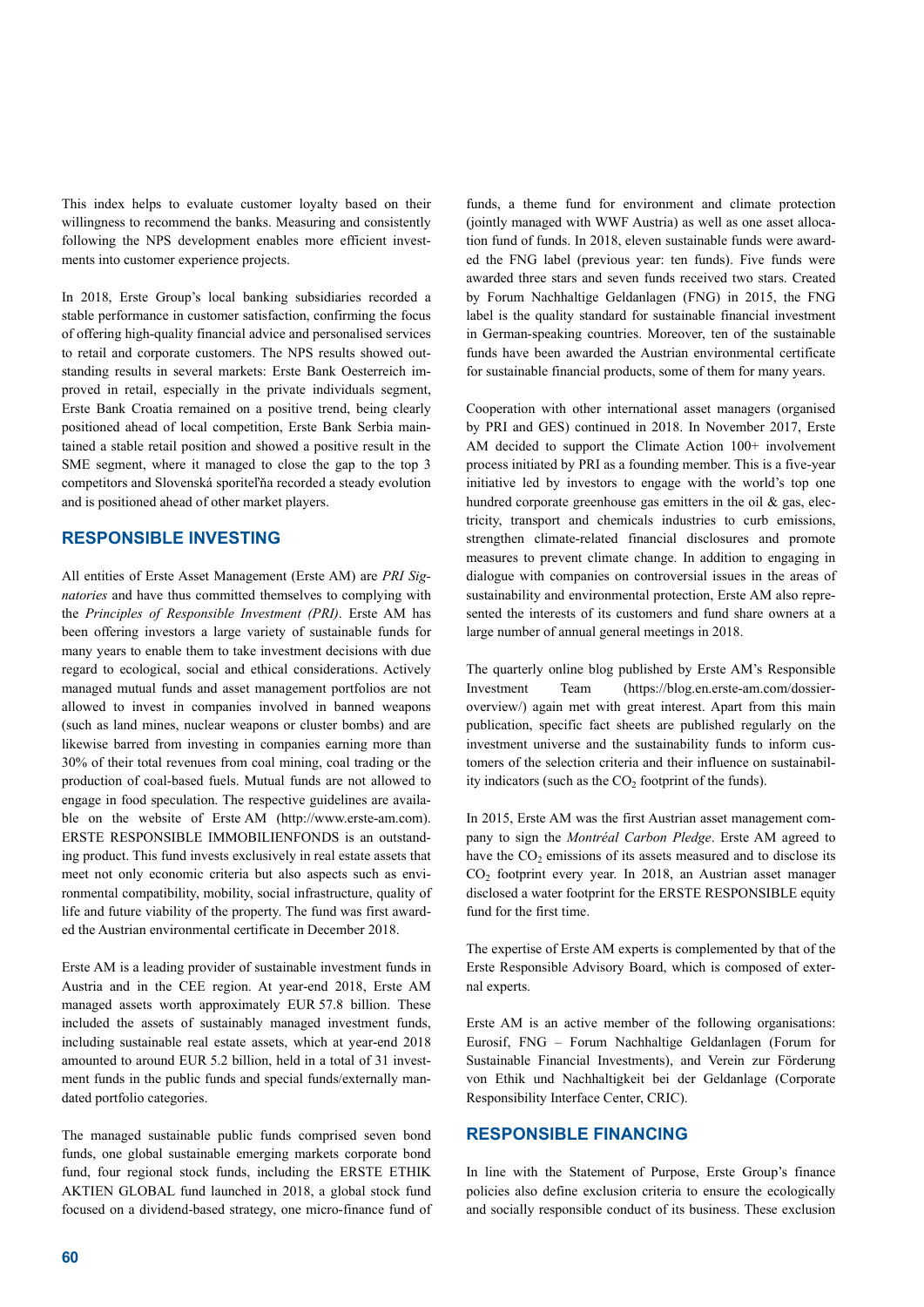This index helps to evaluate customer loyalty based on their willingness to recommend the banks. Measuring and consistently following the NPS development enables more efficient investments into customer experience projects.

In 2018, Erste Group's local banking subsidiaries recorded a stable performance in customer satisfaction, confirming the focus of offering high-quality financial advice and personalised services to retail and corporate customers. The NPS results showed outstanding results in several markets: Erste Bank Oesterreich improved in retail, especially in the private individuals segment, Erste Bank Croatia remained on a positive trend, being clearly positioned ahead of local competition, Erste Bank Serbia maintained a stable retail position and showed a positive result in the SME segment, where it managed to close the gap to the top 3 competitors and Slovenská sporiteľňa recorded a steady evolution and is positioned ahead of other market players.

## RESPONSIBLE INVESTING

All entities of Erste Asset Management (Erste AM) are *PRI Signatories* and have thus committed themselves to complying with the *Principles of Responsible Investment (PRI)*. Erste AM has been offering investors a large variety of sustainable funds for many years to enable them to take investment decisions with due regard to ecological, social and ethical considerations. Actively managed mutual funds and asset management portfolios are not allowed to invest in companies involved in banned weapons (such as land mines, nuclear weapons or cluster bombs) and are likewise barred from investing in companies earning more than 30% of their total revenues from coal mining, coal trading or the production of coal-based fuels. Mutual funds are not allowed to engage in food speculation. The respective guidelines are available on the website of Erste AM (http://www.erste-am.com). ERSTE RESPONSIBLE IMMOBILIENFONDS is an outstanding product. This fund invests exclusively in real estate assets that meet not only economic criteria but also aspects such as environmental compatibility, mobility, social infrastructure, quality of life and future viability of the property. The fund was first awarded the Austrian environmental certificate in December 2018.

Erste AM is a leading provider of sustainable investment funds in Austria and in the CEE region. At year-end 2018, Erste AM managed assets worth approximately EUR 57.8 billion. These included the assets of sustainably managed investment funds, including sustainable real estate assets, which at year-end 2018 amounted to around EUR 5.2 billion, held in a total of 31 investment funds in the public funds and special funds/externally mandated portfolio categories.

The managed sustainable public funds comprised seven bond funds, one global sustainable emerging markets corporate bond fund, four regional stock funds, including the ERSTE ETHIK AKTIEN GLOBAL fund launched in 2018, a global stock fund focused on a dividend-based strategy, one micro-finance fund of funds, a theme fund for environment and climate protection (jointly managed with WWF Austria) as well as one asset allocation fund of funds. In 2018, eleven sustainable funds were awarded the FNG label (previous year: ten funds). Five funds were awarded three stars and seven funds received two stars. Created by Forum Nachhaltige Geldanlagen (FNG) in 2015, the FNG label is the quality standard for sustainable financial investment in German-speaking countries. Moreover, ten of the sustainable funds have been awarded the Austrian environmental certificate for sustainable financial products, some of them for many years.

Cooperation with other international asset managers (organised by PRI and GES) continued in 2018. In November 2017, Erste AM decided to support the Climate Action 100+ involvement process initiated by PRI as a founding member. This is a five-year initiative led by investors to engage with the world's top one hundred corporate greenhouse gas emitters in the oil & gas, electricity, transport and chemicals industries to curb emissions, strengthen climate-related financial disclosures and promote measures to prevent climate change. In addition to engaging in dialogue with companies on controversial issues in the areas of sustainability and environmental protection, Erste AM also represented the interests of its customers and fund share owners at a large number of annual general meetings in 2018.

The quarterly online blog published by Erste AM's Responsible Investment Team (https://blog.en.erste-am.com/dossier-overview/) again met with great interest. Apart from this main publication, specific fact sheets are published regularly on the investment universe and the sustainability funds to inform customers of the selection criteria and their influence on sustainability indicators (such as the $CO_2$ footprint of the funds).

In 2015, Erste AM was the first Austrian asset management company to sign the *Montréal Carbon Pledge*. Erste AM agreed to have the $CO_2$ emissions of its assets measured and to disclose its $CO_2$ footprint every year. In 2018, an Austrian asset manager disclosed a water footprint for the ERSTE RESPONSIBLE equity fund for the first time.

The expertise of Erste AM experts is complemented by that of the Erste Responsible Advisory Board, which is composed of external experts.

Erste AM is an active member of the following organisations: Eurosif, FNG – Forum Nachhaltige Geldanlagen (Forum for Sustainable Financial Investments), and Verein zur Förderung von Ethik und Nachhaltigkeit bei der Geldanlage (Corporate Responsibility Interface Center, CRIC).

## RESPONSIBLE FINANCING

In line with the Statement of Purpose, Erste Group's finance policies also define exclusion criteria to ensure the ecologically and socially responsible conduct of its business. These exclusion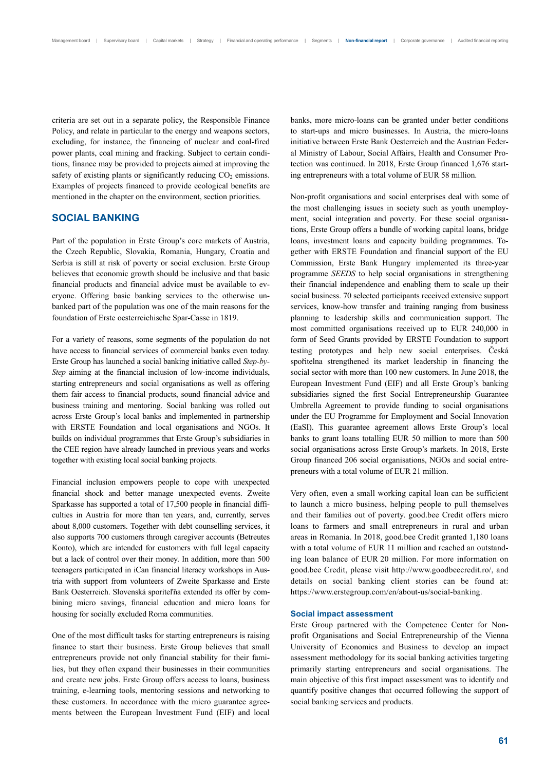criteria are set out in a separate policy, the Responsible Finance Policy, and relate in particular to the energy and weapons sectors, excluding, for instance, the financing of nuclear and coal-fired power plants, coal mining and fracking. Subject to certain conditions, finance may be provided to projects aimed at improving the safety of existing plants or significantly reducing $CO_2$ emissions. Examples of projects financed to provide ecological benefits are mentioned in the chapter on the environment, section priorities.

## SOCIAL BANKING

Part of the population in Erste Group's core markets of Austria, the Czech Republic, Slovakia, Romania, Hungary, Croatia and Serbia is still at risk of poverty or social exclusion. Erste Group believes that economic growth should be inclusive and that basic financial products and financial advice must be available to everyone. Offering basic banking services to the otherwise unbanked part of the population was one of the main reasons for the foundation of Erste oesterreichische Spar-Casse in 1819.

For a variety of reasons, some segments of the population do not have access to financial services of commercial banks even today. Erste Group has launched a social banking initiative called *Step-by-Step* aiming at the financial inclusion of low-income individuals, starting entrepreneurs and social organisations as well as offering them fair access to financial products, sound financial advice and business training and mentoring. Social banking was rolled out across Erste Group's local banks and implemented in partnership with ERSTE Foundation and local organisations and NGOs. It builds on individual programmes that Erste Group's subsidiaries in the CEE region have already launched in previous years and works together with existing local social banking projects.

Financial inclusion empowers people to cope with unexpected financial shock and better manage unexpected events. Zweite Sparkasse has supported a total of 17,500 people in financial difficulties in Austria for more than ten years, and, currently, serves about 8,000 customers. Together with debt counselling services, it also supports 700 customers through caregiver accounts (Betreutes Konto), which are intended for customers with full legal capacity but a lack of control over their money. In addition, more than 500 teenagers participated in iCan financial literacy workshops in Austria with support from volunteers of Zweite Sparkasse and Erste Bank Oesterreich. Slovenská sporiteľňa extended its offer by combining micro savings, financial education and micro loans for housing for socially excluded Roma communities.

One of the most difficult tasks for starting entrepreneurs is raising finance to start their business. Erste Group believes that small entrepreneurs provide not only financial stability for their families, but they often expand their businesses in their communities and create new jobs. Erste Group offers access to loans, business training, e-learning tools, mentoring sessions and networking to these customers. In accordance with the micro guarantee agreements between the European Investment Fund (EIF) and local banks, more micro-loans can be granted under better conditions to start-ups and micro businesses. In Austria, the micro-loans initiative between Erste Bank Oesterreich and the Austrian Federal Ministry of Labour, Social Affairs, Health and Consumer Protection was continued. In 2018, Erste Group financed 1,676 starting entrepreneurs with a total volume of EUR 58 million.

Non-profit organisations and social enterprises deal with some of the most challenging issues in society such as youth unemployment, social integration and poverty. For these social organisations, Erste Group offers a bundle of working capital loans, bridge loans, investment loans and capacity building programmes. Together with ERSTE Foundation and financial support of the EU Commission, Erste Bank Hungary implemented its three-year programme *SEEDS* to help social organisations in strengthening their financial independence and enabling them to scale up their social business. 70 selected participants received extensive support services, know-how transfer and training ranging from business planning to leadership skills and communication support. The most committed organisations received up to EUR 240,000 in form of Seed Grants provided by ERSTE Foundation to support testing prototypes and help new social enterprises. Česká spořitelna strengthened its market leadership in financing the social sector with more than 100 new customers. In June 2018, the European Investment Fund (EIF) and all Erste Group's banking subsidiaries signed the first Social Entrepreneurship Guarantee Umbrella Agreement to provide funding to social organisations under the EU Programme for Employment and Social Innovation (EaSI). This guarantee agreement allows Erste Group's local banks to grant loans totalling EUR 50 million to more than 500 social organisations across Erste Group's markets. In 2018, Erste Group financed 206 social organisations, NGOs and social entrepreneurs with a total volume of EUR 21 million.

Very often, even a small working capital loan can be sufficient to launch a micro business, helping people to pull themselves and their families out of poverty. good.bee Credit offers micro loans to farmers and small entrepreneurs in rural and urban areas in Romania. In 2018, good.bee Credit granted 1,180 loans with a total volume of EUR 11 million and reached an outstanding loan balance of EUR 20 million. For more information on good.bee Credit, please visit http://www.goodbeecredit.ro/, and details on social banking client stories can be found at: https://www.erstegroup.com/en/about-us/social-banking.

### Social impact assessment

Erste Group partnered with the Competence Center for Nonprofit Organisations and Social Entrepreneurship of the Vienna University of Economics and Business to develop an impact assessment methodology for its social banking activities targeting primarily starting entrepreneurs and social organisations. The main objective of this first impact assessment was to identify and quantify positive changes that occurred following the support of social banking services and products.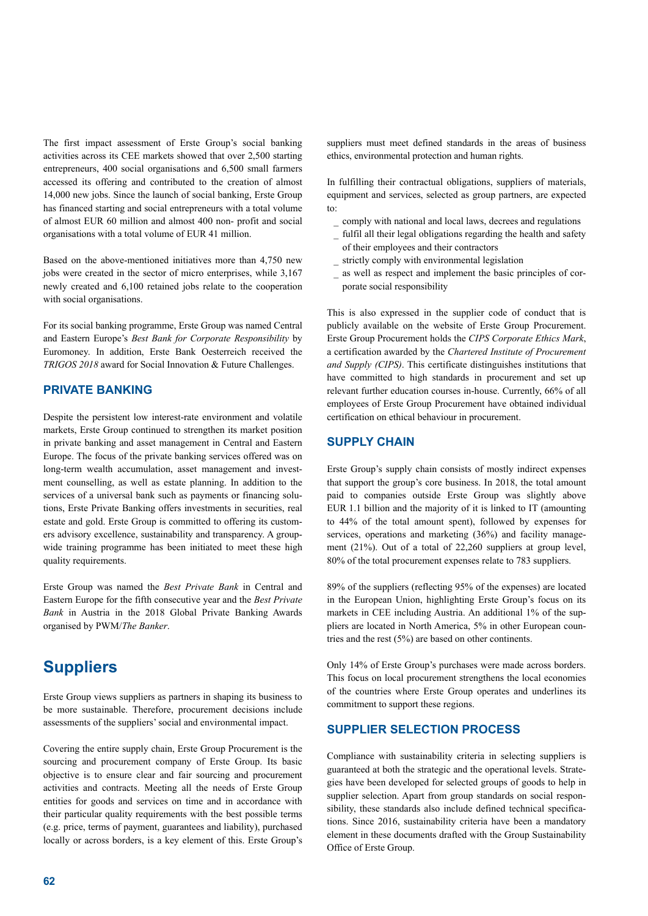The first impact assessment of Erste Group's social banking activities across its CEE markets showed that over 2,500 starting entrepreneurs, 400 social organisations and 6,500 small farmers accessed its offering and contributed to the creation of almost 14,000 new jobs. Since the launch of social banking, Erste Group has financed starting and social entrepreneurs with a total volume of almost EUR 60 million and almost 400 non- profit and social organisations with a total volume of EUR 41 million.

Based on the above-mentioned initiatives more than 4,750 new jobs were created in the sector of micro enterprises, while 3,167 newly created and 6,100 retained jobs relate to the cooperation with social organisations.

For its social banking programme, Erste Group was named Central and Eastern Europe's *Best Bank for Corporate Responsibility* by Euromoney. In addition, Erste Bank Oesterreich received the *TRIGOS 2018* award for Social Innovation & Future Challenges.

### PRIVATE BANKING

Despite the persistent low interest-rate environment and volatile markets, Erste Group continued to strengthen its market position in private banking and asset management in Central and Eastern Europe. The focus of the private banking services offered was on long-term wealth accumulation, asset management and investment counselling, as well as estate planning. In addition to the services of a universal bank such as payments or financing solutions, Erste Private Banking offers investments in securities, real estate and gold. Erste Group is committed to offering its customers advisory excellence, sustainability and transparency. A group-wide training programme has been initiated to meet these high quality requirements.

Erste Group was named the *Best Private Bank* in Central and Eastern Europe for the fifth consecutive year and the *Best Private Bank* in Austria in the 2018 Global Private Banking Awards organised by PWM/*The Banker*.

## Suppliers

Erste Group views suppliers as partners in shaping its business to be more sustainable. Therefore, procurement decisions include assessments of the suppliers' social and environmental impact.

Covering the entire supply chain, Erste Group Procurement is the sourcing and procurement company of Erste Group. Its basic objective is to ensure clear and fair sourcing and procurement activities and contracts. Meeting all the needs of Erste Group entities for goods and services on time and in accordance with their particular quality requirements with the best possible terms (e.g. price, terms of payment, guarantees and liability), purchased locally or across borders, is a key element of this. Erste Group's suppliers must meet defined standards in the areas of business ethics, environmental protection and human rights.

In fulfilling their contractual obligations, suppliers of materials, equipment and services, selected as group partners, are expected to:

- comply with national and local laws, decrees and regulations
- fulfil all their legal obligations regarding the health and safety of their employees and their contractors
- strictly comply with environmental legislation
- as well as respect and implement the basic principles of corporate social responsibility

This is also expressed in the supplier code of conduct that is publicly available on the website of Erste Group Procurement. Erste Group Procurement holds the *CIPS Corporate Ethics Mark*, a certification awarded by the *Chartered Institute of Procurement and Supply (CIPS)*. This certificate distinguishes institutions that have committed to high standards in procurement and set up relevant further education courses in-house. Currently, 66% of all employees of Erste Group Procurement have obtained individual certification on ethical behaviour in procurement.

### SUPPLY CHAIN

Erste Group's supply chain consists of mostly indirect expenses that support the group's core business. In 2018, the total amount paid to companies outside Erste Group was slightly above EUR 1.1 billion and the majority of it is linked to IT (amounting to 44% of the total amount spent), followed by expenses for services, operations and marketing (36%) and facility management (21%). Out of a total of 22,260 suppliers at group level, 80% of the total procurement expenses relate to 783 suppliers.

89% of the suppliers (reflecting 95% of the expenses) are located in the European Union, highlighting Erste Group's focus on its markets in CEE including Austria. An additional 1% of the suppliers are located in North America, 5% in other European countries and the rest (5%) are based on other continents.

Only 14% of Erste Group's purchases were made across borders. This focus on local procurement strengthens the local economies of the countries where Erste Group operates and underlines its commitment to support these regions.

### SUPPLIER SELECTION PROCESS

Compliance with sustainability criteria in selecting suppliers is guaranteed at both the strategic and the operational levels. Strategies have been developed for selected groups of goods to help in supplier selection. Apart from group standards on social responsibility, these standards also include defined technical specifications. Since 2016, sustainability criteria have been a mandatory element in these documents drafted with the Group Sustainability Office of Erste Group.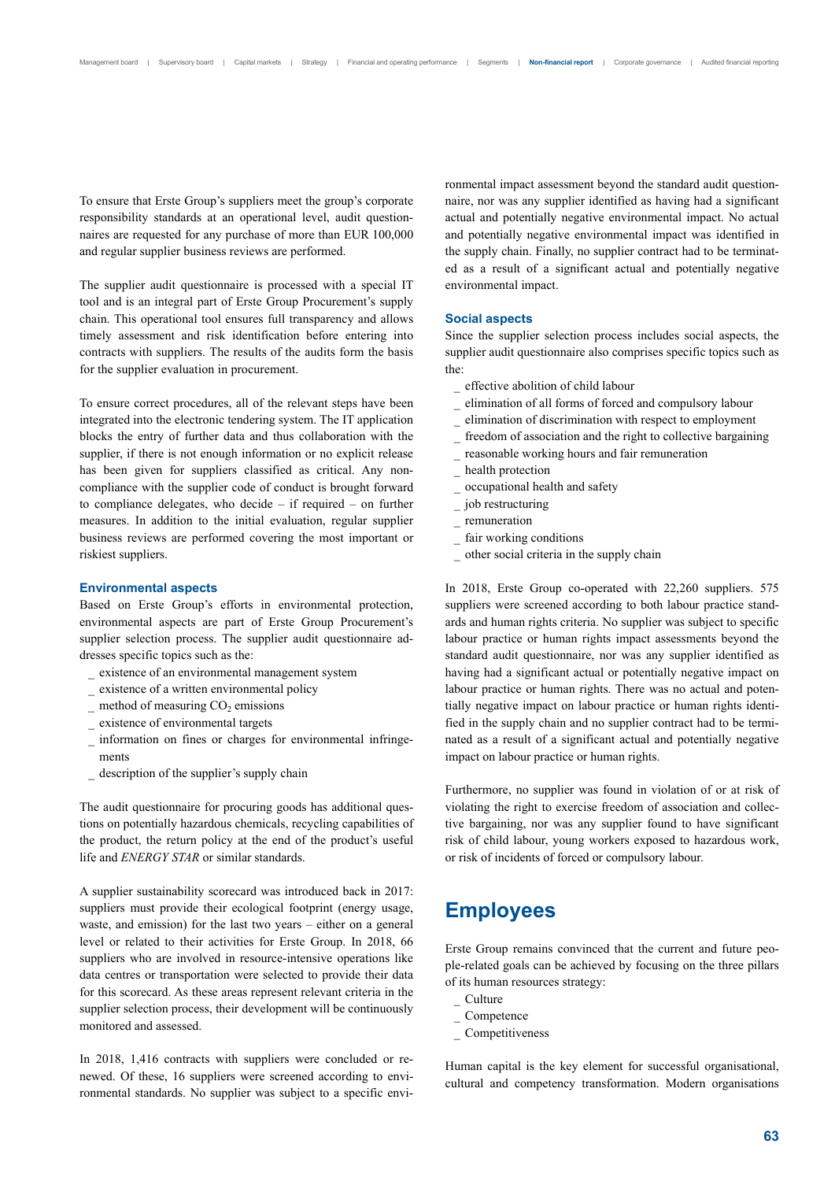To ensure that Erste Group's suppliers meet the group's corporate responsibility standards at an operational level, audit questionnaires are requested for any purchase of more than EUR 100,000 and regular supplier business reviews are performed.

The supplier audit questionnaire is processed with a special IT tool and is an integral part of Erste Group Procurement's supply chain. This operational tool ensures full transparency and allows timely assessment and risk identification before entering into contracts with suppliers. The results of the audits form the basis for the supplier evaluation in procurement.

To ensure correct procedures, all of the relevant steps have been integrated into the electronic tendering system. The IT application blocks the entry of further data and thus collaboration with the supplier, if there is not enough information or no explicit release has been given for suppliers classified as critical. Any non-compliance with the supplier code of conduct is brought forward to compliance delegates, who decide – if required – on further measures. In addition to the initial evaluation, regular supplier business reviews are performed covering the most important or riskiest suppliers.

### Environmental aspects

Based on Erste Group's efforts in environmental protection, environmental aspects are part of Erste Group Procurement's supplier selection process. The supplier audit questionnaire addresses specific topics such as the:

- existence of an environmental management system
- existence of a written environmental policy
- method of measuring $CO_2$ emissions
- existence of environmental targets
- information on fines or charges for environmental infringements
- description of the supplier's supply chain

The audit questionnaire for procuring goods has additional questions on potentially hazardous chemicals, recycling capabilities of the product, the return policy at the end of the product's useful life and *ENERGY STAR* or similar standards.

A supplier sustainability scorecard was introduced back in 2017: suppliers must provide their ecological footprint (energy usage, waste, and emission) for the last two years – either on a general level or related to their activities for Erste Group. In 2018, 66 suppliers who are involved in resource-intensive operations like data centres or transportation were selected to provide their data for this scorecard. As these areas represent relevant criteria in the supplier selection process, their development will be continuously monitored and assessed.

In 2018, 1,416 contracts with suppliers were concluded or renewed. Of these, 16 suppliers were screened according to environmental standards. No supplier was subject to a specific environmental impact assessment beyond the standard audit questionnaire, nor was any supplier identified as having had a significant actual and potentially negative environmental impact. No actual and potentially negative environmental impact was identified in the supply chain. Finally, no supplier contract had to be terminated as a result of a significant actual and potentially negative environmental impact.

### Social aspects

Since the supplier selection process includes social aspects, the supplier audit questionnaire also comprises specific topics such as the:

- effective abolition of child labour
- elimination of all forms of forced and compulsory labour
- elimination of discrimination with respect to employment
- freedom of association and the right to collective bargaining
- reasonable working hours and fair remuneration
- health protection
- occupational health and safety
- job restructuring
- remuneration
- fair working conditions
- other social criteria in the supply chain

In 2018, Erste Group co-operated with 22,260 suppliers. 575 suppliers were screened according to both labour practice standards and human rights criteria. No supplier was subject to specific labour practice or human rights impact assessments beyond the standard audit questionnaire, nor was any supplier identified as having had a significant actual or potentially negative impact on labour practice or human rights. There was no actual and potentially negative impact on labour practice or human rights identified in the supply chain and no supplier contract had to be terminated as a result of a significant actual and potentially negative impact on labour practice or human rights.

Furthermore, no supplier was found in violation of or at risk of violating the right to exercise freedom of association and collective bargaining, nor was any supplier found to have significant risk of child labour, young workers exposed to hazardous work, or risk of incidents of forced or compulsory labour.

## Employees

Erste Group remains convinced that the current and future people-related goals can be achieved by focusing on the three pillars of its human resources strategy:

- Culture
- Competence
- Competitiveness

Human capital is the key element for successful organisational, cultural and competency transformation. Modern organisations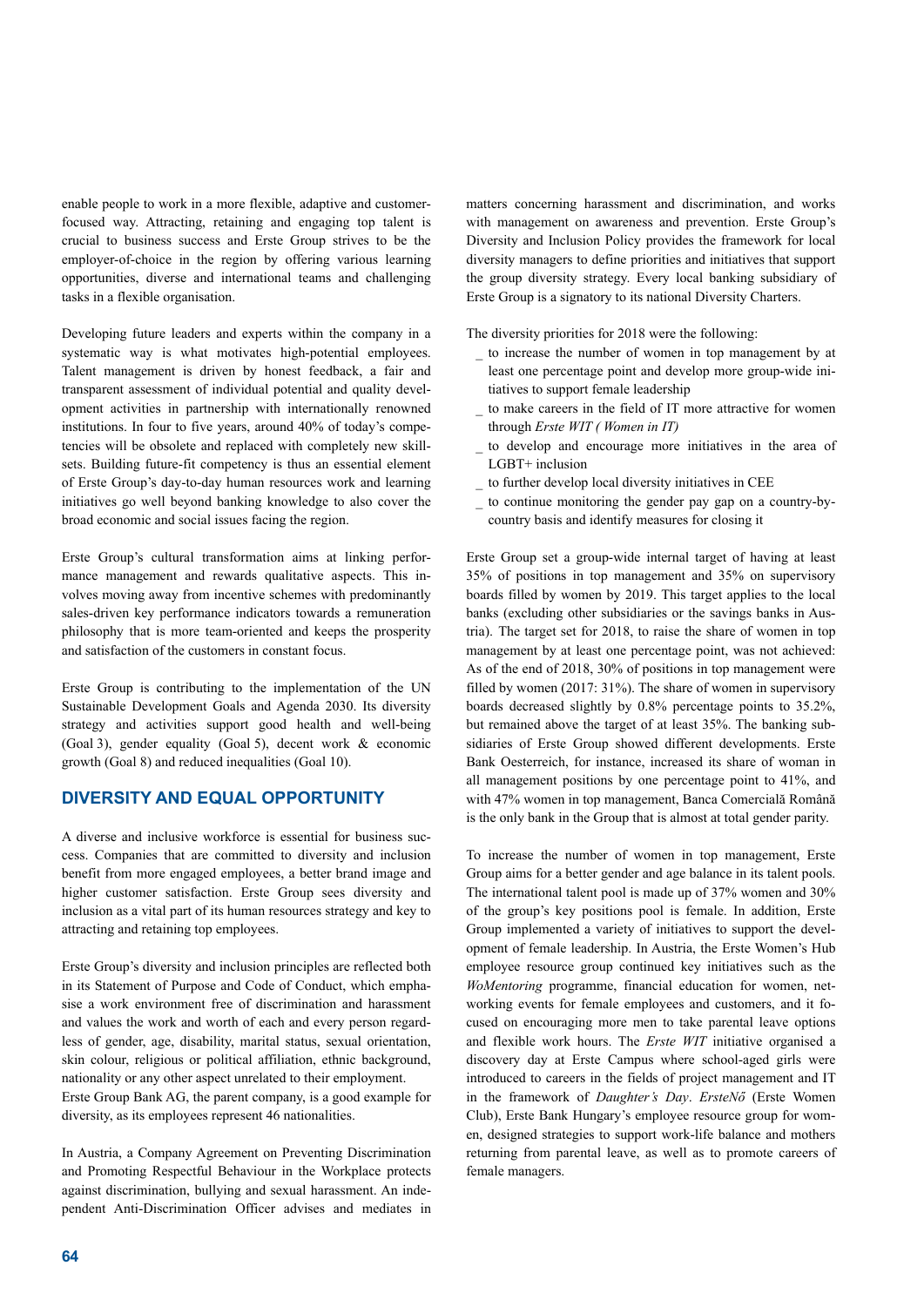enable people to work in a more flexible, adaptive and customer-focused way. Attracting, retaining and engaging top talent is crucial to business success and Erste Group strives to be the employer-of-choice in the region by offering various learning opportunities, diverse and international teams and challenging tasks in a flexible organisation.

Developing future leaders and experts within the company in a systematic way is what motivates high-potential employees. Talent management is driven by honest feedback, a fair and transparent assessment of individual potential and quality development activities in partnership with internationally renowned institutions. In four to five years, around 40% of today's competencies will be obsolete and replaced with completely new skillsets. Building future-fit competency is thus an essential element of Erste Group's day-to-day human resources work and learning initiatives go well beyond banking knowledge to also cover the broad economic and social issues facing the region.

Erste Group's cultural transformation aims at linking performance management and rewards qualitative aspects. This involves moving away from incentive schemes with predominantly sales-driven key performance indicators towards a remuneration philosophy that is more team-oriented and keeps the prosperity and satisfaction of the customers in constant focus.

Erste Group is contributing to the implementation of the UN Sustainable Development Goals and Agenda 2030. Its diversity strategy and activities support good health and well-being (Goal 3), gender equality (Goal 5), decent work & economic growth (Goal 8) and reduced inequalities (Goal 10).

## DIVERSITY AND EQUAL OPPORTUNITY

A diverse and inclusive workforce is essential for business success. Companies that are committed to diversity and inclusion benefit from more engaged employees, a better brand image and higher customer satisfaction. Erste Group sees diversity and inclusion as a vital part of its human resources strategy and key to attracting and retaining top employees.

Erste Group's diversity and inclusion principles are reflected both in its Statement of Purpose and Code of Conduct, which emphasise a work environment free of discrimination and harassment and values the work and worth of each and every person regardless of gender, age, disability, marital status, sexual orientation, skin colour, religious or political affiliation, ethnic background, nationality or any other aspect unrelated to their employment.
Erste Group Bank AG, the parent company, is a good example for diversity, as its employees represent 46 nationalities.

In Austria, a Company Agreement on Preventing Discrimination and Promoting Respectful Behaviour in the Workplace protects against discrimination, bullying and sexual harassment. An independent Anti-Discrimination Officer advises and mediates in matters concerning harassment and discrimination, and works with management on awareness and prevention. Erste Group's Diversity and Inclusion Policy provides the framework for local diversity managers to define priorities and initiatives that support the group diversity strategy. Every local banking subsidiary of Erste Group is a signatory to its national Diversity Charters.

The diversity priorities for 2018 were the following:

- to increase the number of women in top management by at least one percentage point and develop more group-wide initiatives to support female leadership
- to make careers in the field of IT more attractive for women through *Erste WIT ( Women in IT)*
- to develop and encourage more initiatives in the area of LGBT+ inclusion
- to further develop local diversity initiatives in CEE
- to continue monitoring the gender pay gap on a country-by-country basis and identify measures for closing it

Erste Group set a group-wide internal target of having at least 35% of positions in top management and 35% on supervisory boards filled by women by 2019. This target applies to the local banks (excluding other subsidiaries or the savings banks in Austria). The target set for 2018, to raise the share of women in top management by at least one percentage point, was not achieved: As of the end of 2018, 30% of positions in top management were filled by women (2017: 31%). The share of women in supervisory boards decreased slightly by 0.8% percentage points to 35.2%, but remained above the target of at least 35%. The banking subsidiaries of Erste Group showed different developments. Erste Bank Oesterreich, for instance, increased its share of woman in all management positions by one percentage point to 41%, and with 47% women in top management, Banca Comercială Română is the only bank in the Group that is almost at total gender parity.

To increase the number of women in top management, Erste Group aims for a better gender and age balance in its talent pools. The international talent pool is made up of 37% women and 30% of the group's key positions pool is female. In addition, Erste Group implemented a variety of initiatives to support the development of female leadership. In Austria, the Erste Women's Hub employee resource group continued key initiatives such as the *WoMentoring* programme, financial education for women, networking events for female employees and customers, and it focused on encouraging more men to take parental leave options and flexible work hours. The *Erste WIT* initiative organised a discovery day at Erste Campus where school-aged girls were introduced to careers in the fields of project management and IT in the framework of *Daughter's Day*. *ErsteNő* (Erste Women Club), Erste Bank Hungary's employee resource group for women, designed strategies to support work-life balance and mothers returning from parental leave, as well as to promote careers of female managers.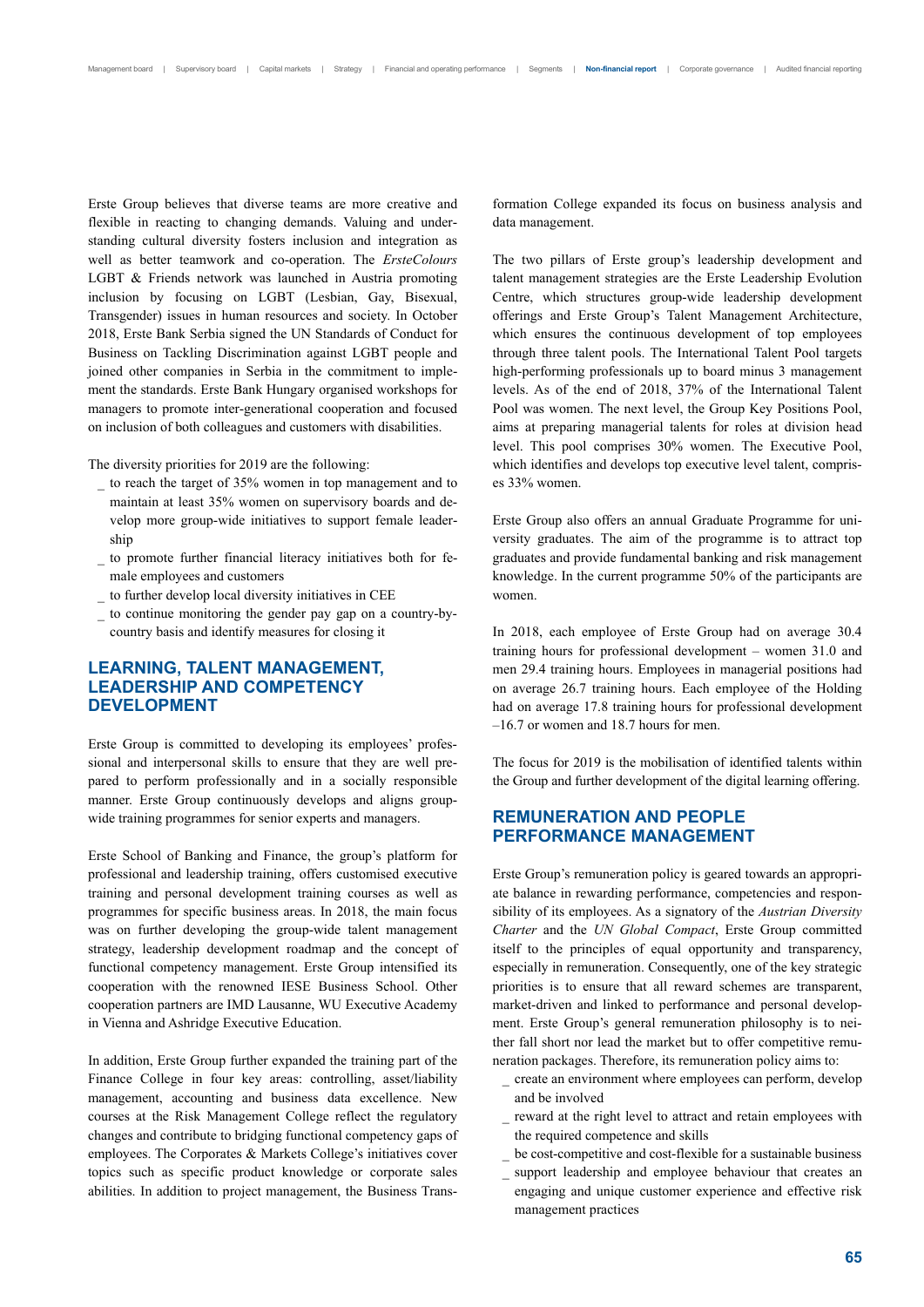Erste Group believes that diverse teams are more creative and flexible in reacting to changing demands. Valuing and understanding cultural diversity fosters inclusion and integration as well as better teamwork and co-operation. The *ErsteColours* LGBT & Friends network was launched in Austria promoting inclusion by focusing on LGBT (Lesbian, Gay, Bisexual, Transgender) issues in human resources and society. In October 2018, Erste Bank Serbia signed the UN Standards of Conduct for Business on Tackling Discrimination against LGBT people and joined other companies in Serbia in the commitment to implement the standards. Erste Bank Hungary organised workshops for managers to promote inter-generational cooperation and focused on inclusion of both colleagues and customers with disabilities.

The diversity priorities for 2019 are the following:

- to reach the target of 35% women in top management and to maintain at least 35% women on supervisory boards and develop more group-wide initiatives to support female leadership
- to promote further financial literacy initiatives both for female employees and customers
- to further develop local diversity initiatives in CEE
- to continue monitoring the gender pay gap on a country-by-country basis and identify measures for closing it

## LEARNING, TALENT MANAGEMENT, LEADERSHIP AND COMPETENCY DEVELOPMENT

Erste Group is committed to developing its employees' professional and interpersonal skills to ensure that they are well prepared to perform professionally and in a socially responsible manner. Erste Group continuously develops and aligns group-wide training programmes for senior experts and managers.

Erste School of Banking and Finance, the group's platform for professional and leadership training, offers customised executive training and personal development training courses as well as programmes for specific business areas. In 2018, the main focus was on further developing the group-wide talent management strategy, leadership development roadmap and the concept of functional competency management. Erste Group intensified its cooperation with the renowned IESE Business School. Other cooperation partners are IMD Lausanne, WU Executive Academy in Vienna and Ashridge Executive Education.

In addition, Erste Group further expanded the training part of the Finance College in four key areas: controlling, asset/liability management, accounting and business data excellence. New courses at the Risk Management College reflect the regulatory changes and contribute to bridging functional competency gaps of employees. The Corporates & Markets College's initiatives cover topics such as specific product knowledge or corporate sales abilities. In addition to project management, the Business Transformation College expanded its focus on business analysis and data management.

The two pillars of Erste group's leadership development and talent management strategies are the Erste Leadership Evolution Centre, which structures group-wide leadership development offerings and Erste Group's Talent Management Architecture, which ensures the continuous development of top employees through three talent pools. The International Talent Pool targets high-performing professionals up to board minus 3 management levels. As of the end of 2018, 37% of the International Talent Pool was women. The next level, the Group Key Positions Pool, aims at preparing managerial talents for roles at division head level. This pool comprises 30% women. The Executive Pool, which identifies and develops top executive level talent, comprises 33% women.

Erste Group also offers an annual Graduate Programme for university graduates. The aim of the programme is to attract top graduates and provide fundamental banking and risk management knowledge. In the current programme 50% of the participants are women.

In 2018, each employee of Erste Group had on average 30.4 training hours for professional development – women 31.0 and men 29.4 training hours. Employees in managerial positions had on average 26.7 training hours. Each employee of the Holding had on average 17.8 training hours for professional development –16.7 or women and 18.7 hours for men.

The focus for 2019 is the mobilisation of identified talents within the Group and further development of the digital learning offering.

## REMUNERATION AND PEOPLE PERFORMANCE MANAGEMENT

Erste Group's remuneration policy is geared towards an appropriate balance in rewarding performance, competencies and responsibility of its employees. As a signatory of the *Austrian Diversity Charter* and the *UN Global Compact*, Erste Group committed itself to the principles of equal opportunity and transparency, especially in remuneration. Consequently, one of the key strategic priorities is to ensure that all reward schemes are transparent, market-driven and linked to performance and personal development. Erste Group's general remuneration philosophy is to neither fall short nor lead the market but to offer competitive remuneration packages. Therefore, its remuneration policy aims to:

- create an environment where employees can perform, develop and be involved
- reward at the right level to attract and retain employees with the required competence and skills
- be cost-competitive and cost-flexible for a sustainable business
- support leadership and employee behaviour that creates an engaging and unique customer experience and effective risk management practices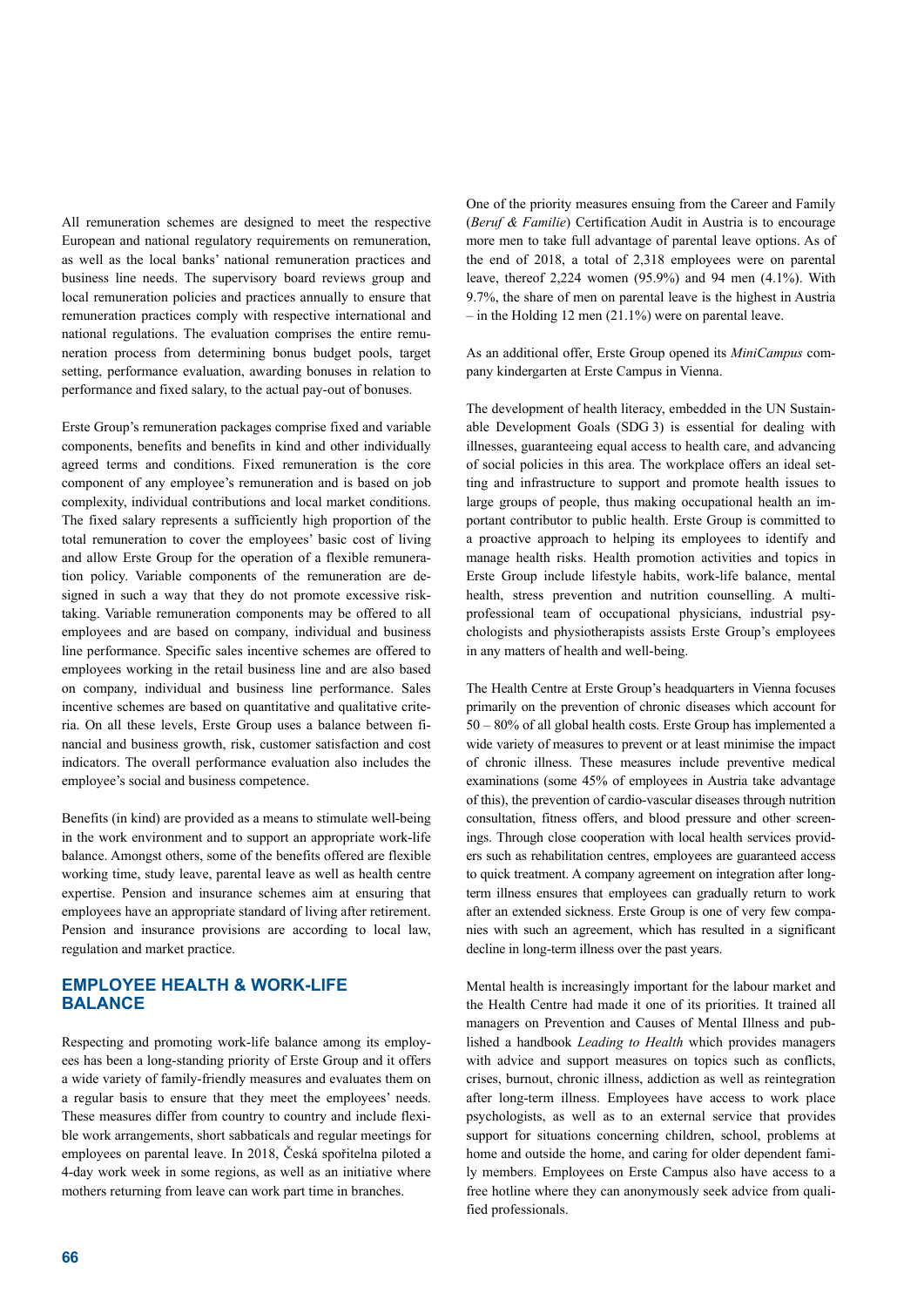All remuneration schemes are designed to meet the respective European and national regulatory requirements on remuneration, as well as the local banks' national remuneration practices and business line needs. The supervisory board reviews group and local remuneration policies and practices annually to ensure that remuneration practices comply with respective international and national regulations. The evaluation comprises the entire remuneration process from determining bonus budget pools, target setting, performance evaluation, awarding bonuses in relation to performance and fixed salary, to the actual pay-out of bonuses.

Erste Group's remuneration packages comprise fixed and variable components, benefits and benefits in kind and other individually agreed terms and conditions. Fixed remuneration is the core component of any employee's remuneration and is based on job complexity, individual contributions and local market conditions. The fixed salary represents a sufficiently high proportion of the total remuneration to cover the employees' basic cost of living and allow Erste Group for the operation of a flexible remuneration policy. Variable components of the remuneration are designed in such a way that they do not promote excessive risk-taking. Variable remuneration components may be offered to all employees and are based on company, individual and business line performance. Specific sales incentive schemes are offered to employees working in the retail business line and are also based on company, individual and business line performance. Sales incentive schemes are based on quantitative and qualitative criteria. On all these levels, Erste Group uses a balance between financial and business growth, risk, customer satisfaction and cost indicators. The overall performance evaluation also includes the employee's social and business competence.

Benefits (in kind) are provided as a means to stimulate well-being in the work environment and to support an appropriate work-life balance. Amongst others, some of the benefits offered are flexible working time, study leave, parental leave as well as health centre expertise. Pension and insurance schemes aim at ensuring that employees have an appropriate standard of living after retirement. Pension and insurance provisions are according to local law, regulation and market practice.

## EMPLOYEE HEALTH & WORK-LIFE BALANCE

Respecting and promoting work-life balance among its employees has been a long-standing priority of Erste Group and it offers a wide variety of family-friendly measures and evaluates them on a regular basis to ensure that they meet the employees' needs. These measures differ from country to country and include flexible work arrangements, short sabbaticals and regular meetings for employees on parental leave. In 2018, Česká spořitelna piloted a 4-day work week in some regions, as well as an initiative where mothers returning from leave can work part time in branches.

One of the priority measures ensuing from the Career and Family (*Beruf & Familie*) Certification Audit in Austria is to encourage more men to take full advantage of parental leave options. As of the end of 2018, a total of 2,318 employees were on parental leave, thereof 2,224 women (95.9%) and 94 men (4.1%). With 9.7%, the share of men on parental leave is the highest in Austria – in the Holding 12 men (21.1%) were on parental leave.

As an additional offer, Erste Group opened its *MiniCampus* company kindergarten at Erste Campus in Vienna.

The development of health literacy, embedded in the UN Sustainable Development Goals (SDG 3) is essential for dealing with illnesses, guaranteeing equal access to health care, and advancing of social policies in this area. The workplace offers an ideal setting and infrastructure to support and promote health issues to large groups of people, thus making occupational health an important contributor to public health. Erste Group is committed to a proactive approach to helping its employees to identify and manage health risks. Health promotion activities and topics in Erste Group include lifestyle habits, work-life balance, mental health, stress prevention and nutrition counselling. A multi-professional team of occupational physicians, industrial psychologists and physiotherapists assists Erste Group's employees in any matters of health and well-being.

The Health Centre at Erste Group's headquarters in Vienna focuses primarily on the prevention of chronic diseases which account for 50 – 80% of all global health costs. Erste Group has implemented a wide variety of measures to prevent or at least minimise the impact of chronic illness. These measures include preventive medical examinations (some 45% of employees in Austria take advantage of this), the prevention of cardio-vascular diseases through nutrition consultation, fitness offers, and blood pressure and other screenings. Through close cooperation with local health services providers such as rehabilitation centres, employees are guaranteed access to quick treatment. A company agreement on integration after long-term illness ensures that employees can gradually return to work after an extended sickness. Erste Group is one of very few companies with such an agreement, which has resulted in a significant decline in long-term illness over the past years.

Mental health is increasingly important for the labour market and the Health Centre had made it one of its priorities. It trained all managers on Prevention and Causes of Mental Illness and published a handbook *Leading to Health* which provides managers with advice and support measures on topics such as conflicts, crises, burnout, chronic illness, addiction as well as reintegration after long-term illness. Employees have access to work place psychologists, as well as to an external service that provides support for situations concerning children, school, problems at home and outside the home, and caring for older dependent family members. Employees on Erste Campus also have access to a free hotline where they can anonymously seek advice from qualified professionals.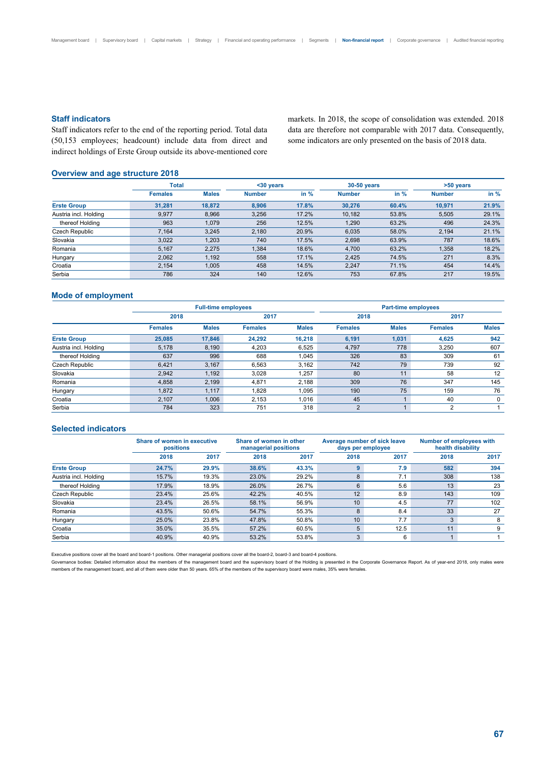### Staff indicators

Staff indicators refer to the end of the reporting period. Total data (50,153 employees; headcount) include data from direct and indirect holdings of Erste Group outside its above-mentioned core markets. In 2018, the scope of consolidation was extended. 2018 data are therefore not comparable with 2017 data. Consequently, some indicators are only presented on the basis of 2018 data.

### Overview and age structure 2018

| | Total | | <30 years | | 30-50 years | | >50 years | |
|---|---|---|---|---|---|---|---|---|
| | Females | Males | Number | in % | Number | in % | Number | in % |
| **Erste Group** | **31,281** | **18,872** | **8,906** | **17.8%** | **30,276** | **60.4%** | **10,971** | **21.9%** |
| Austria incl. Holding | 9,977 | 8,966 | 3,256 | 17.2% | 10,182 | 53.8% | 5,505 | 29.1% |
| thereof Holding | 963 | 1,079 | 256 | 12.5% | 1,290 | 63.2% | 496 | 24.3% |
| Czech Republic | 7,164 | 3,245 | 2,180 | 20.9% | 6,035 | 58.0% | 2,194 | 21.1% |
| Slovakia | 3,022 | 1,203 | 740 | 17.5% | 2,698 | 63.9% | 787 | 18.6% |
| Romania | 5,167 | 2,275 | 1,384 | 18.6% | 4,700 | 63.2% | 1,358 | 18.2% |
| Hungary | 2,062 | 1,192 | 558 | 17.1% | 2,425 | 74.5% | 271 | 8.3% |
| Croatia | 2,154 | 1,005 | 458 | 14.5% | 2,247 | 71.1% | 454 | 14.4% |
| Serbia | 786 | 324 | 140 | 12.6% | 753 | 67.8% | 217 | 19.5% |

### Mode of employment

| | Full-time employees | | | | Part-time employees | | | |
|---|---|---|---|---|---|---|---|---|
| | 2018 | | 2017 | | 2018 | | 2017 | |
| | Females | Males | Females | Males | Females | Males | Females | Males |
| **Erste Group** | **25,085** | **17,846** | **24,292** | **16,218** | **6,191** | **1,031** | **4,625** | **942** |
| Austria incl. Holding | 5,178 | 8,190 | 4,203 | 6,525 | 4,797 | 778 | 3,250 | 607 |
| thereof Holding | 637 | 996 | 688 | 1,045 | 326 | 83 | 309 | 61 |
| Czech Republic | 6,421 | 3,167 | 6,563 | 3,162 | 742 | 79 | 739 | 92 |
| Slovakia | 2,942 | 1,192 | 3,028 | 1,257 | 80 | 11 | 58 | 12 |
| Romania | 4,858 | 2,199 | 4,871 | 2,188 | 309 | 76 | 347 | 145 |
| Hungary | 1,872 | 1,117 | 1,828 | 1,095 | 190 | 75 | 159 | 76 |
| Croatia | 2,107 | 1,006 | 2,153 | 1,016 | 45 | 1 | 40 | 0 |
| Serbia | 784 | 323 | 751 | 318 | 2 | 1 | 2 | 1 |

### Selected indicators

| | Share of women in executive positions | | Share of women in other managerial positions | | Average number of sick leave days per employee | | Number of employees with health disability | |
|---|---|---|---|---|---|---|---|---|
| | 2018 | 2017 | 2018 | 2017 | 2018 | 2017 | 2018 | 2017 |
| **Erste Group** | **24.7%** | **29.9%** | **38.6%** | **43.3%** | **9** | **7.9** | **582** | **394** |
| Austria incl. Holding | 15.7% | 19.3% | 23.0% | 29.2% | 8 | 7.1 | 308 | 138 |
| thereof Holding | 17.9% | 18.9% | 26.0% | 26.7% | 6 | 5.6 | 13 | 23 |
| Czech Republic | 23.4% | 25.6% | 42.2% | 40.5% | 12 | 8.9 | 143 | 109 |
| Slovakia | 23.4% | 26.5% | 58.1% | 56.9% | 10 | 4.5 | 77 | 102 |
| Romania | 43.5% | 50.6% | 54.7% | 55.3% | 8 | 8.4 | 33 | 27 |
| Hungary | 25.0% | 23.8% | 47.8% | 50.8% | 10 | 7.7 | 3 | 8 |
| Croatia | 35.0% | 35.5% | 57.2% | 60.5% | 5 | 12.5 | 11 | 9 |
| Serbia | 40.9% | 40.9% | 53.2% | 53.8% | 3 | 6 | 1 | 1 |

Executive positions cover all the board and board-1 positions. Other managerial positions cover all the board-2, board-3 and board-4 positions.

Governance bodies: Detailed information about the members of the management board and the supervisory board of the Holding is presented in the Corporate Governance Report. As of year-end 2018, only males were members of the management board, and all of them were older than 50 years. 65% of the members of the supervisory board were males, 35% were females.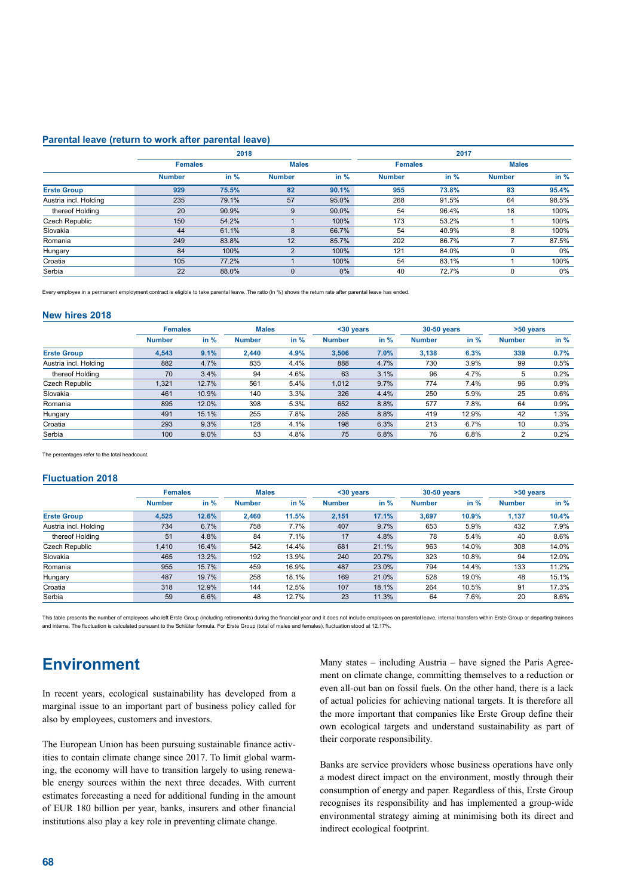### Parental leave (return to work after parental leave)

| | 2018 | | | | 2017 | | | |
|---|---|---|---|---|---|---|---|---|
| | Females | | Males | | Females | | Males | |
| | Number | in % | Number | in % | Number | in % | Number | in % |
| **Erste Group** | **929** | **75.5%** | **82** | **90.1%** | **955** | **73.8%** | **83** | **95.4%** |
| Austria incl. Holding | 235 | 79.1% | 57 | 95.0% | 268 | 91.5% | 64 | 98.5% |
| thereof Holding | 20 | 90.9% | 9 | 90.0% | 54 | 96.4% | 18 | 100% |
| Czech Republic | 150 | 54.2% | 1 | 100% | 173 | 53.2% | 1 | 100% |
| Slovakia | 44 | 61.1% | 8 | 66.7% | 54 | 40.9% | 8 | 100% |
| Romania | 249 | 83.8% | 12 | 85.7% | 202 | 86.7% | 7 | 87.5% |
| Hungary | 84 | 100% | 2 | 100% | 121 | 84.0% | 0 | 0% |
| Croatia | 105 | 77.2% | 1 | 100% | 54 | 83.1% | 1 | 100% |
| Serbia | 22 | 88.0% | 0 | 0% | 40 | 72.7% | 0 | 0% |

Every employee in a permanent employment contract is eligible to take parental leave. The ratio (in %) shows the return rate after parental leave has ended.

### New hires 2018

| | Females | | Males | | <30 years | | 30-50 years | | >50 years | |
|---|---|---|---|---|---|---|---|---|---|---|
| | Number | in % | Number | in % | Number | in % | Number | in % | Number | in % |
| **Erste Group** | **4,543** | **9.1%** | **2,440** | **4.9%** | **3,506** | **7.0%** | **3,138** | **6.3%** | **339** | **0.7%** |
| Austria incl. Holding | 882 | 4.7% | 835 | 4.4% | 888 | 4.7% | 730 | 3.9% | 99 | 0.5% |
| thereof Holding | 70 | 3.4% | 94 | 4.6% | 63 | 3.1% | 96 | 4.7% | 5 | 0.2% |
| Czech Republic | 1,321 | 12.7% | 561 | 5.4% | 1,012 | 9.7% | 774 | 7.4% | 96 | 0.9% |
| Slovakia | 461 | 10.9% | 140 | 3.3% | 326 | 4.4% | 250 | 5.9% | 25 | 0.6% |
| Romania | 895 | 12.0% | 398 | 5.3% | 652 | 8.8% | 577 | 7.8% | 64 | 0.9% |
| Hungary | 491 | 15.1% | 255 | 7.8% | 285 | 8.8% | 419 | 12.9% | 42 | 1.3% |
| Croatia | 293 | 9.3% | 128 | 4.1% | 198 | 6.3% | 213 | 6.7% | 10 | 0.3% |
| Serbia | 100 | 9.0% | 53 | 4.8% | 75 | 6.8% | 76 | 6.8% | 2 | 0.2% |

The percentages refer to the total headcount.

### Fluctuation 2018

| | Females | | Males | | <30 years | | 30-50 years | | >50 years | |
|---|---|---|---|---|---|---|---|---|---|---|
| | Number | in % | Number | in % | Number | in % | Number | in % | Number | in % |
| **Erste Group** | **4,525** | **12.6%** | **2,460** | **11.5%** | **2,151** | **17.1%** | **3,697** | **10.9%** | **1,137** | **10.4%** |
| Austria incl. Holding | 734 | 6.7% | 758 | 7.7% | 407 | 9.7% | 653 | 5.9% | 432 | 7.9% |
| thereof Holding | 51 | 4.8% | 84 | 7.1% | 17 | 4.8% | 78 | 5.4% | 40 | 8.6% |
| Czech Republic | 1,410 | 16.4% | 542 | 14.4% | 681 | 21.1% | 963 | 14.0% | 308 | 14.0% |
| Slovakia | 465 | 13.2% | 192 | 13.9% | 240 | 20.7% | 323 | 10.8% | 94 | 12.0% |
| Romania | 955 | 15.7% | 459 | 16.9% | 487 | 23.0% | 794 | 14.4% | 133 | 11.2% |
| Hungary | 487 | 19.7% | 258 | 18.1% | 169 | 21.0% | 528 | 19.0% | 48 | 15.1% |
| Croatia | 318 | 12.9% | 144 | 12.5% | 107 | 18.1% | 264 | 10.5% | 91 | 17.3% |
| Serbia | 59 | 6.6% | 48 | 12.7% | 23 | 11.3% | 64 | 7.6% | 20 | 8.6% |

This table presents the number of employees who left Erste Group (including retirements) during the financial year and it does not include employees on parental leave, internal transfers within Erste Group or departing trainees and interns. The fluctuation is calculated pursuant to the Schlüter formula. For Erste Group (total of males and females), fluctuation stood at 12.17%.

# Environment

In recent years, ecological sustainability has developed from a marginal issue to an important part of business policy called for also by employees, customers and investors.

The European Union has been pursuing sustainable finance activities to contain climate change since 2017. To limit global warming, the economy will have to transition largely to using renewable energy sources within the next three decades. With current estimates forecasting a need for additional funding in the amount of EUR 180 billion per year, banks, insurers and other financial institutions also play a key role in preventing climate change.

Many states – including Austria – have signed the Paris Agreement on climate change, committing themselves to a reduction or even all-out ban on fossil fuels. On the other hand, there is a lack of actual policies for achieving national targets. It is therefore all the more important that companies like Erste Group define their own ecological targets and understand sustainability as part of their corporate responsibility.

Banks are service providers whose business operations have only a modest direct impact on the environment, mostly through their consumption of energy and paper. Regardless of this, Erste Group recognises its responsibility and has implemented a group-wide environmental strategy aiming at minimising both its direct and indirect ecological footprint.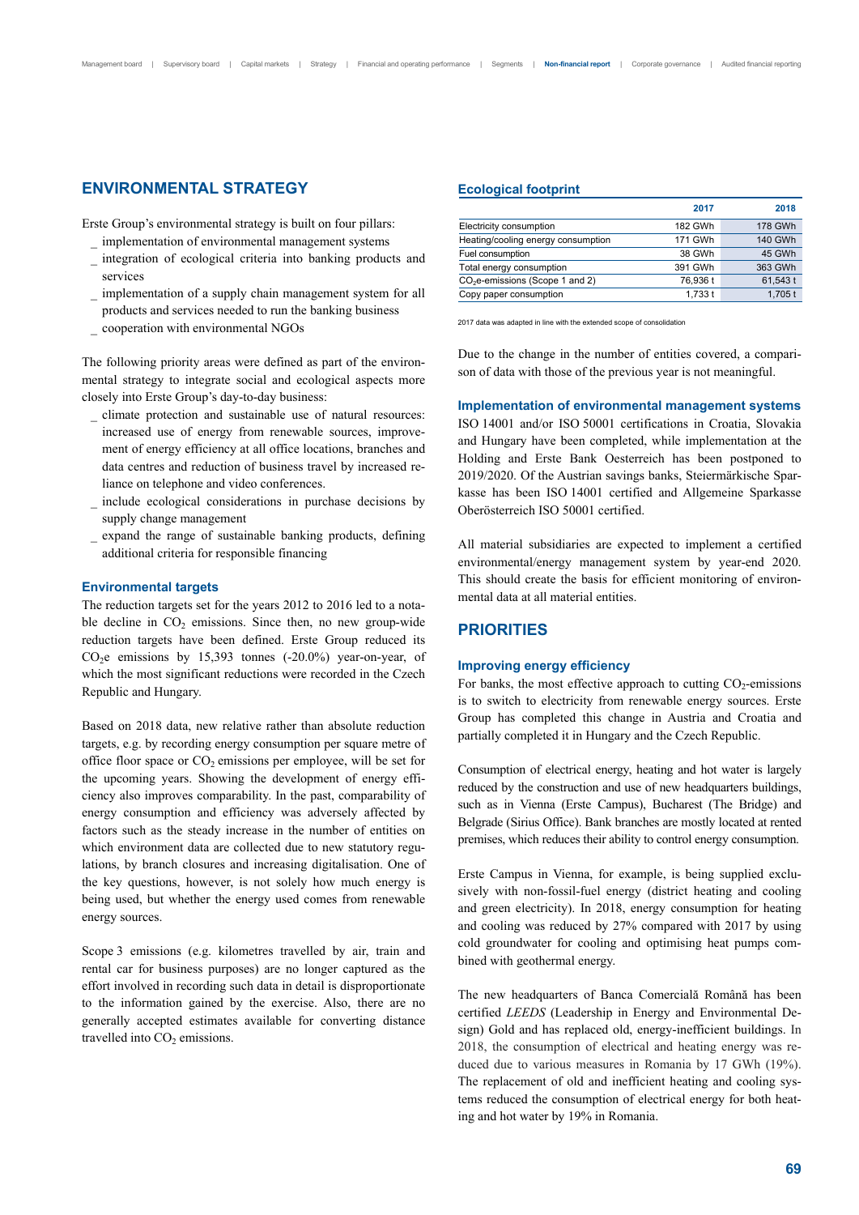## ENVIRONMENTAL STRATEGY

Erste Group's environmental strategy is built on four pillars:
- implementation of environmental management systems
- integration of ecological criteria into banking products and services
- implementation of a supply chain management system for all products and services needed to run the banking business
- cooperation with environmental NGOs

The following priority areas were defined as part of the environmental strategy to integrate social and ecological aspects more closely into Erste Group's day-to-day business:
- climate protection and sustainable use of natural resources: increased use of energy from renewable sources, improvement of energy efficiency at all office locations, branches and data centres and reduction of business travel by increased reliance on telephone and video conferences.
- include ecological considerations in purchase decisions by supply change management
- expand the range of sustainable banking products, defining additional criteria for responsible financing

### Environmental targets

The reduction targets set for the years 2012 to 2016 led to a notable decline in $CO_2$ emissions. Since then, no new group-wide reduction targets have been defined. Erste Group reduced its $CO_2$e emissions by 15,393 tonnes (-20.0%) year-on-year, of which the most significant reductions were recorded in the Czech Republic and Hungary.

Based on 2018 data, new relative rather than absolute reduction targets, e.g. by recording energy consumption per square metre of office floor space or $CO_2$ emissions per employee, will be set for the upcoming years. Showing the development of energy efficiency also improves comparability. In the past, comparability of energy consumption and efficiency was adversely affected by factors such as the steady increase in the number of entities on which environment data are collected due to new statutory regulations, by branch closures and increasing digitalisation. One of the key questions, however, is not solely how much energy is being used, but whether the energy used comes from renewable energy sources.

Scope 3 emissions (e.g. kilometres travelled by air, train and rental car for business purposes) are no longer captured as the effort involved in recording such data in detail is disproportionate to the information gained by the exercise. Also, there are no generally accepted estimates available for converting distance travelled into $CO_2$ emissions.

### Ecological footprint

| | 2017 | 2018 |
|---|---|---|
| Electricity consumption | 182 GWh | 178 GWh |
| Heating/cooling energy consumption | 171 GWh | 140 GWh |
| Fuel consumption | 38 GWh | 45 GWh |
| Total energy consumption | 391 GWh | 363 GWh |
| $CO_2$e-emissions (Scope 1 and 2) | 76,936 t | 61,543 t |
| Copy paper consumption | 1,733 t | 1,705 t |

2017 data was adapted in line with the extended scope of consolidation

Due to the change in the number of entities covered, a comparison of data with those of the previous year is not meaningful.

### Implementation of environmental management systems

ISO 14001 and/or ISO 50001 certifications in Croatia, Slovakia and Hungary have been completed, while implementation at the Holding and Erste Bank Oesterreich has been postponed to 2019/2020. Of the Austrian savings banks, Steiermärkische Sparkasse has been ISO 14001 certified and Allgemeine Sparkasse Oberösterreich ISO 50001 certified.

All material subsidiaries are expected to implement a certified environmental/energy management system by year-end 2020. This should create the basis for efficient monitoring of environmental data at all material entities.

## PRIORITIES

### Improving energy efficiency

For banks, the most effective approach to cutting $CO_2$-emissions is to switch to electricity from renewable energy sources. Erste Group has completed this change in Austria and Croatia and partially completed it in Hungary and the Czech Republic.

Consumption of electrical energy, heating and hot water is largely reduced by the construction and use of new headquarters buildings, such as in Vienna (Erste Campus), Bucharest (The Bridge) and Belgrade (Sirius Office). Bank branches are mostly located at rented premises, which reduces their ability to control energy consumption.

Erste Campus in Vienna, for example, is being supplied exclusively with non-fossil-fuel energy (district heating and cooling and green electricity). In 2018, energy consumption for heating and cooling was reduced by 27% compared with 2017 by using cold groundwater for cooling and optimising heat pumps combined with geothermal energy.

The new headquarters of Banca Comercială Română has been certified *LEEDS* (Leadership in Energy and Environmental Design) Gold and has replaced old, energy-inefficient buildings. In 2018, the consumption of electrical and heating energy was reduced due to various measures in Romania by 17 GWh (19%). The replacement of old and inefficient heating and cooling systems reduced the consumption of electrical energy for both heating and hot water by 19% in Romania.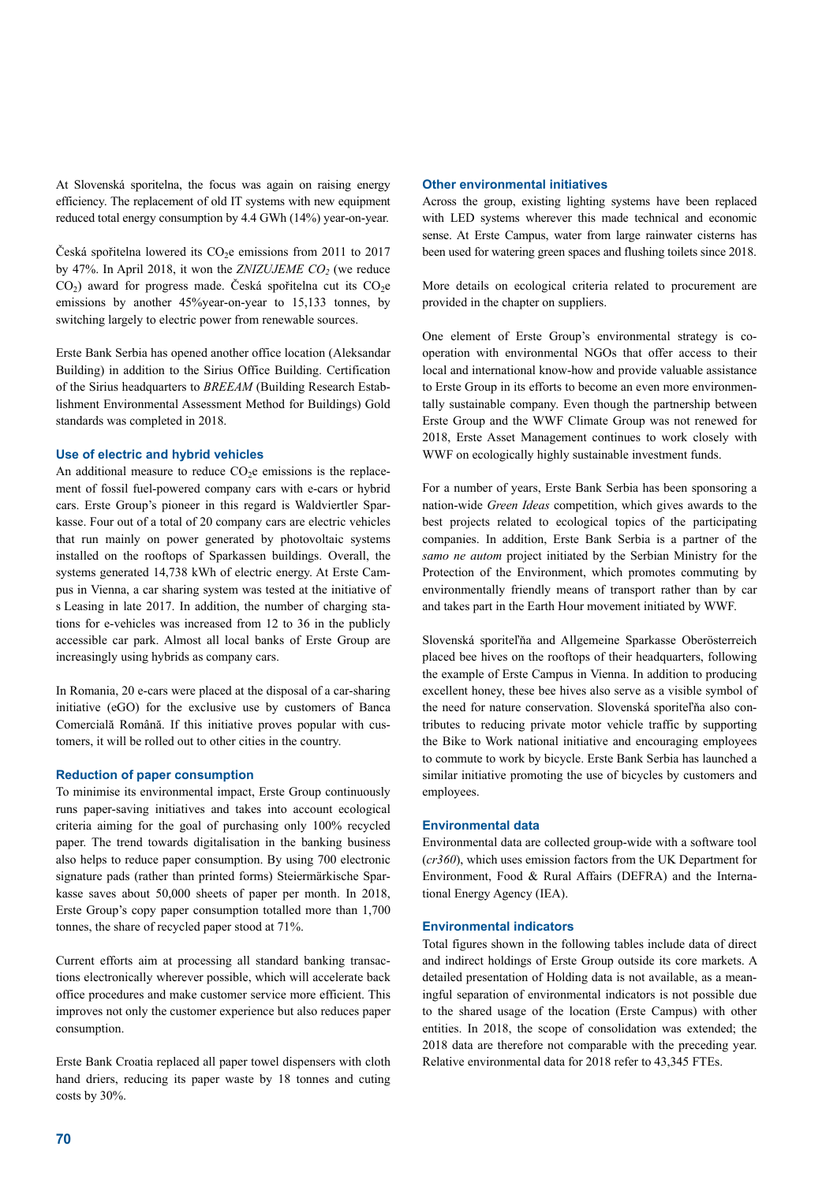At Slovenská sporitelna, the focus was again on raising energy efficiency. The replacement of old IT systems with new equipment reduced total energy consumption by 4.4 GWh (14%) year-on-year.

Česká spořitelna lowered its $CO_2$e emissions from 2011 to 2017 by 47%. In April 2018, it won the *ZNIZUJEME $CO_2$* (we reduce $CO_2$) award for progress made. Česká spořitelna cut its $CO_2$e emissions by another 45%year-on-year to 15,133 tonnes, by switching largely to electric power from renewable sources.

Erste Bank Serbia has opened another office location (Aleksandar Building) in addition to the Sirius Office Building. Certification of the Sirius headquarters to *BREEAM* (Building Research Establishment Environmental Assessment Method for Buildings) Gold standards was completed in 2018.

### Use of electric and hybrid vehicles

An additional measure to reduce $CO_2$e emissions is the replacement of fossil fuel-powered company cars with e-cars or hybrid cars. Erste Group's pioneer in this regard is Waldviertler Sparkasse. Four out of a total of 20 company cars are electric vehicles that run mainly on power generated by photovoltaic systems installed on the rooftops of Sparkassen buildings. Overall, the systems generated 14,738 kWh of electric energy. At Erste Campus in Vienna, a car sharing system was tested at the initiative of s Leasing in late 2017. In addition, the number of charging stations for e-vehicles was increased from 12 to 36 in the publicly accessible car park. Almost all local banks of Erste Group are increasingly using hybrids as company cars.

In Romania, 20 e-cars were placed at the disposal of a car-sharing initiative (eGO) for the exclusive use by customers of Banca Comercială Română. If this initiative proves popular with customers, it will be rolled out to other cities in the country.

### Reduction of paper consumption

To minimise its environmental impact, Erste Group continuously runs paper-saving initiatives and takes into account ecological criteria aiming for the goal of purchasing only 100% recycled paper. The trend towards digitalisation in the banking business also helps to reduce paper consumption. By using 700 electronic signature pads (rather than printed forms) Steiermärkische Sparkasse saves about 50,000 sheets of paper per month. In 2018, Erste Group's copy paper consumption totalled more than 1,700 tonnes, the share of recycled paper stood at 71%.

Current efforts aim at processing all standard banking transactions electronically wherever possible, which will accelerate back office procedures and make customer service more efficient. This improves not only the customer experience but also reduces paper consumption.

Erste Bank Croatia replaced all paper towel dispensers with cloth hand driers, reducing its paper waste by 18 tonnes and cuting costs by 30%.

### Other environmental initiatives

Across the group, existing lighting systems have been replaced with LED systems wherever this made technical and economic sense. At Erste Campus, water from large rainwater cisterns has been used for watering green spaces and flushing toilets since 2018.

More details on ecological criteria related to procurement are provided in the chapter on suppliers.

One element of Erste Group's environmental strategy is cooperation with environmental NGOs that offer access to their local and international know-how and provide valuable assistance to Erste Group in its efforts to become an even more environmentally sustainable company. Even though the partnership between Erste Group and the WWF Climate Group was not renewed for 2018, Erste Asset Management continues to work closely with WWF on ecologically highly sustainable investment funds.

For a number of years, Erste Bank Serbia has been sponsoring a nation-wide *Green Ideas* competition, which gives awards to the best projects related to ecological topics of the participating companies. In addition, Erste Bank Serbia is a partner of the *samo ne autom* project initiated by the Serbian Ministry for the Protection of the Environment, which promotes commuting by environmentally friendly means of transport rather than by car and takes part in the Earth Hour movement initiated by WWF.

Slovenská sporiteľňa and Allgemeine Sparkasse Oberösterreich placed bee hives on the rooftops of their headquarters, following the example of Erste Campus in Vienna. In addition to producing excellent honey, these bee hives also serve as a visible symbol of the need for nature conservation. Slovenská sporiteľňa also contributes to reducing private motor vehicle traffic by supporting the Bike to Work national initiative and encouraging employees to commute to work by bicycle. Erste Bank Serbia has launched a similar initiative promoting the use of bicycles by customers and employees.

### Environmental data

Environmental data are collected group-wide with a software tool (*cr360*), which uses emission factors from the UK Department for Environment, Food & Rural Affairs (DEFRA) and the International Energy Agency (IEA).

### Environmental indicators

Total figures shown in the following tables include data of direct and indirect holdings of Erste Group outside its core markets. A detailed presentation of Holding data is not available, as a meaningful separation of environmental indicators is not possible due to the shared usage of the location (Erste Campus) with other entities. In 2018, the scope of consolidation was extended; the 2018 data are therefore not comparable with the preceding year. Relative environmental data for 2018 refer to 43,345 FTEs.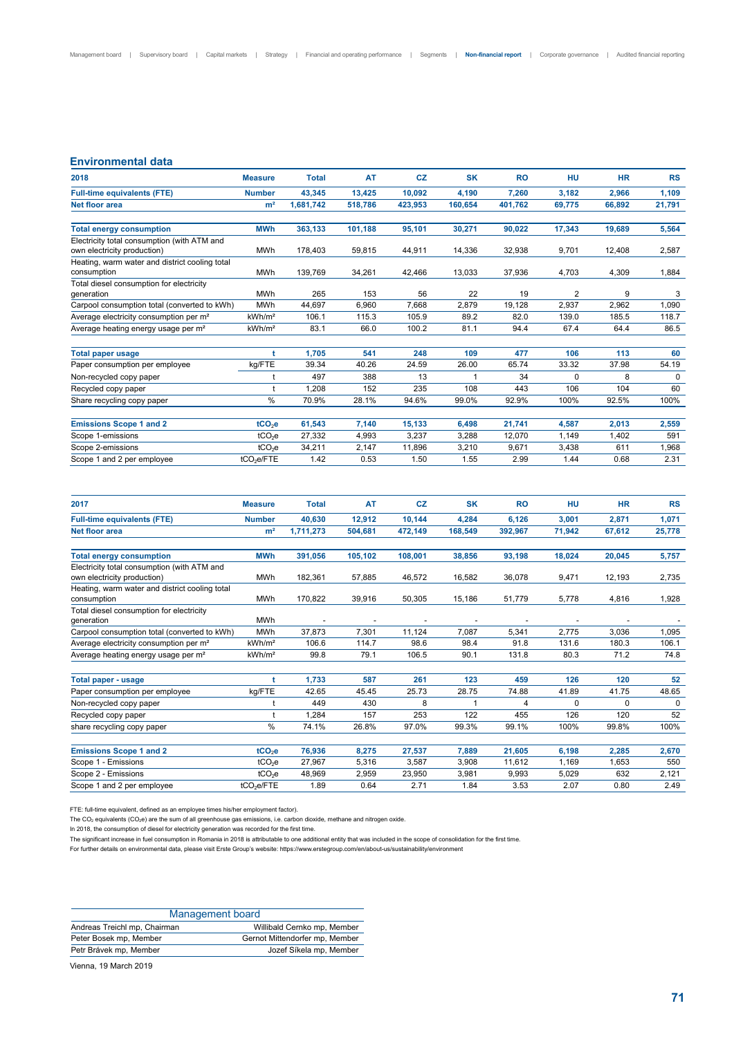## Environmental data

| 2018 | Measure | Total | AT | CZ | SK | RO | HU | HR | RS |
|---|---|---|---|---|---|---|---|---|---|
| **Full-time equivalents (FTE)** | **Number** | **43,345** | **13,425** | **10,092** | **4,190** | **7,260** | **3,182** | **2,966** | **1,109** |
| **Net floor area** | **m²** | **1,681,742** | **518,786** | **423,953** | **160,654** | **401,762** | **69,775** | **66,892** | **21,791** |
| **Total energy consumption** | **MWh** | **363,133** | **101,188** | **95,101** | **30,271** | **90,022** | **17,343** | **19,689** | **5,564** |
| Electricity total consumption (with ATM and own electricity production) | MWh | 178,403 | 59,815 | 44,911 | 14,336 | 32,938 | 9,701 | 12,408 | 2,587 |
| Heating, warm water and district cooling total consumption | MWh | 139,769 | 34,261 | 42,466 | 13,033 | 37,936 | 4,703 | 4,309 | 1,884 |
| Total diesel consumption for electricity generation | MWh | 265 | 153 | 56 | 22 | 19 | 2 | 9 | 3 |
| Carpool consumption total (converted to kWh) | MWh | 44,697 | 6,960 | 7,668 | 2,879 | 19,128 | 2,937 | 2,962 | 1,090 |
| Average electricity consumption per m² | kWh/m² | 106.1 | 115.3 | 105.9 | 89.2 | 82.0 | 139.0 | 185.5 | 118.7 |
| Average heating energy usage per m² | kWh/m² | 83.1 | 66.0 | 100.2 | 81.1 | 94.4 | 67.4 | 64.4 | 86.5 |
| **Total paper usage** | **t** | **1,705** | **541** | **248** | **109** | **477** | **106** | **113** | **60** |
| Paper consumption per employee | kg/FTE | 39.34 | 40.26 | 24.59 | 26.00 | 65.74 | 33.32 | 37.98 | 54.19 |
| Non-recycled copy paper | t | 497 | 388 | 13 | 1 | 34 | 0 | 8 | 0 |
| Recycled copy paper | t | 1,208 | 152 | 235 | 108 | 443 | 106 | 104 | 60 |
| Share recycling copy paper | % | 70.9% | 28.1% | 94.6% | 99.0% | 92.9% | 100% | 92.5% | 100% |
| **Emissions Scope 1 and 2** | **$tCO_2e$** | **61,543** | **7,140** | **15,133** | **6,498** | **21,741** | **4,587** | **2,013** | **2,559** |
| Scope 1-emissions | $tCO_2e$ | 27,332 | 4,993 | 3,237 | 3,288 | 12,070 | 1,149 | 1,402 | 591 |
| Scope 2-emissions | $tCO_2e$ | 34,211 | 2,147 | 11,896 | 3,210 | 9,671 | 3,438 | 611 | 1,968 |
| Scope 1 and 2 per employee | $tCO_2e$/FTE | 1.42 | 0.53 | 1.50 | 1.55 | 2.99 | 1.44 | 0.68 | 2.31 |

| 2017 | Measure | Total | AT | CZ | SK | RO | HU | HR | RS |
|---|---|---|---|---|---|---|---|---|---|
| **Full-time equivalents (FTE)** | **Number** | **40,630** | **12,912** | **10,144** | **4,284** | **6,126** | **3,001** | **2,871** | **1,071** |
| **Net floor area** | **m²** | **1,711,273** | **504,681** | **472,149** | **168,549** | **392,967** | **71,942** | **67,612** | **25,778** |
| **Total energy consumption** | **MWh** | **391,056** | **105,102** | **108,001** | **38,856** | **93,198** | **18,024** | **20,045** | **5,757** |
| Electricity total consumption (with ATM and own electricity production) | MWh | 182,361 | 57,885 | 46,572 | 16,582 | 36,078 | 9,471 | 12,193 | 2,735 |
| Heating, warm water and district cooling total consumption | MWh | 170,822 | 39,916 | 50,305 | 15,186 | 51,779 | 5,778 | 4,816 | 1,928 |
| Total diesel consumption for electricity generation | MWh | - | - | - | - | - | - | - | - |
| Carpool consumption total (converted to kWh) | MWh | 37,873 | 7,301 | 11,124 | 7,087 | 5,341 | 2,775 | 3,036 | 1,095 |
| Average electricity consumption per m² | kWh/m² | 106.6 | 114.7 | 98.6 | 98.4 | 91.8 | 131.6 | 180.3 | 106.1 |
| Average heating energy usage per m² | kWh/m² | 99.8 | 79.1 | 106.5 | 90.1 | 131.8 | 80.3 | 71.2 | 74.8 |
| **Total paper - usage** | **t** | **1,733** | **587** | **261** | **123** | **459** | **126** | **120** | **52** |
| Paper consumption per employee | kg/FTE | 42.65 | 45.45 | 25.73 | 28.75 | 74.88 | 41.89 | 41.75 | 48.65 |
| Non-recycled copy paper | t | 449 | 430 | 8 | 1 | 4 | 0 | 0 | 0 |
| Recycled copy paper | t | 1,284 | 157 | 253 | 122 | 455 | 126 | 120 | 52 |
| share recycling copy paper | % | 74.1% | 26.8% | 97.0% | 99.3% | 99.1% | 100% | 99.8% | 100% |
| **Emissions Scope 1 and 2** | **$tCO_2e$** | **76,936** | **8,275** | **27,537** | **7,889** | **21,605** | **6,198** | **2,285** | **2,670** |
| Scope 1 - Emissions | $tCO_2e$ | 27,967 | 5,316 | 3,587 | 3,908 | 11,612 | 1,169 | 1,653 | 550 |
| Scope 2 - Emissions | $tCO_2e$ | 48,969 | 2,959 | 23,950 | 3,981 | 9,993 | 5,029 | 632 | 2,121 |
| Scope 1 and 2 per employee | $tCO_2e$/FTE | 1.89 | 0.64 | 2.71 | 1.84 | 3.53 | 2.07 | 0.80 | 2.49 |

FTE: full-time equivalent, defined as an employee times his/her employment factor).

The $CO_2$ equivalents ($CO_2e$) are the sum of all greenhouse gas emissions, i.e. carbon dioxide, methane and nitrogen oxide.

In 2018, the consumption of diesel for electricity generation was recorded for the first time.

The significant increase in fuel consumption in Romania in 2018 is attributable to one additional entity that was included in the scope of consolidation for the first time.

For further details on environmental data, please visit Erste Group's website: https://www.erstegroup.com/en/about-us/sustainability/environment

| Management board | |
|---|---|
| Andreas Treichl mp, Chairman | Willibald Cernko mp, Member |
| Peter Bosek mp, Member | Gernot Mittendorfer mp, Member |
| Petr Brávek mp, Member | Jozef Síkela mp, Member |

Vienna, 19 March 2019